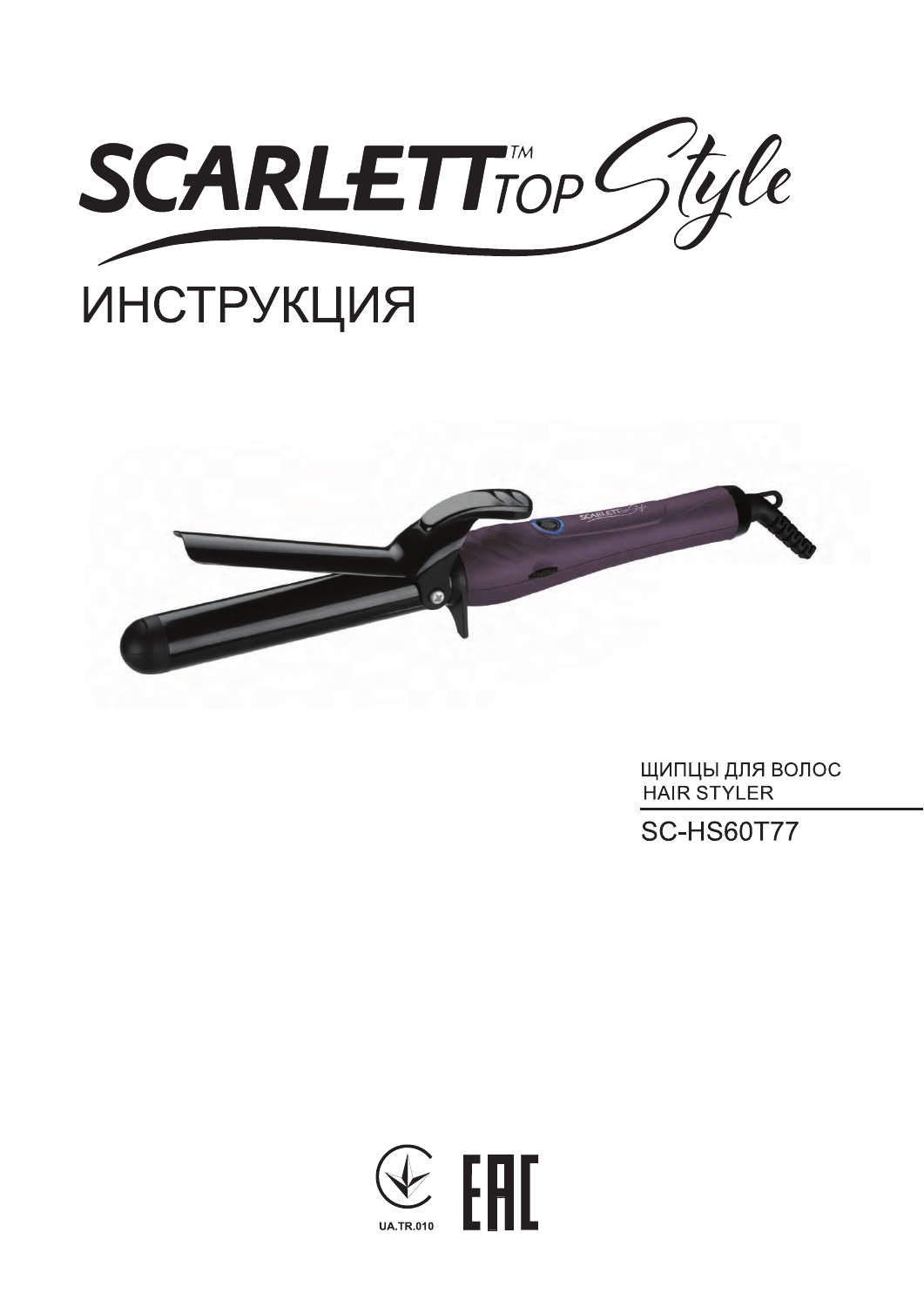# SCARLETT™ TOP Style

# ИНСТРУКЦИЯ

ЩИПЦЫ ДЛЯ ВОЛОС
HAIR STYLER

SC-HS60T77

UA.TR.010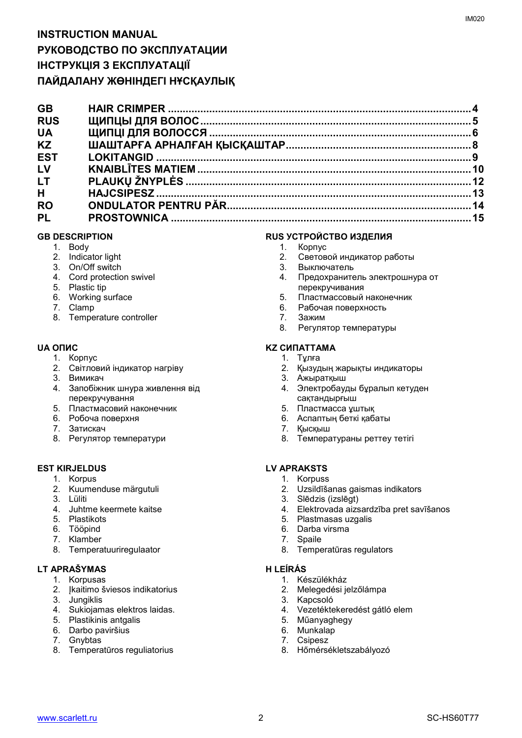# INSTRUCTION MANUAL
# РУКОВОДСТВО ПО ЭКСПЛУАТАЦИИ
# ІНСТРУКЦІЯ З ЕКСПЛУАТАЦІЇ
# ПАЙДАЛАНУ ЖӨНІНДЕГІ НҰСҚАУЛЫҚ

| | | |
|---|---|---|
| **GB** | **HAIR CRIMPER** | **4** |
| **RUS** | **ЩИПЦЫ ДЛЯ ВОЛОС** | **5** |
| **UA** | **ЩИПЦІ ДЛЯ ВОЛОССЯ** | **6** |
| **KZ** | **ШАШТАРҒА АРНАЛҒАН ҚЫСҚАШТАР** | **8** |
| **EST** | **LOKITANGID** | **9** |
| **LV** | **KNAIBLĪTES MATIEM** | **10** |
| **LT** | **PLAUKŲ ŽNYPLĖS** | **12** |
| **H** | **HAJCSIPESZ** | **13** |
| **RO** | **ONDULATOR PENTRU PĂR** | **14** |
| **PL** | **PROSTOWNICA** | **15** |

### GB DESCRIPTION
1. Body
2. Indicator light
3. On/Off switch
4. Cord protection swivel
5. Plastic tip
6. Working surface
7. Clamp
8. Temperature controller

### RUS УСТРОЙСТВО ИЗДЕЛИЯ
1. Корпус
2. Световой индикатор работы
3. Выключатель
4. Предохранитель электрошнура от перекручивания
5. Пластмассовый наконечник
6. Рабочая поверхность
7. Зажим
8. Регулятор температуры

### UA ОПИС
1. Корпус
2. Світловий індикатор нагріву
3. Вимикач
4. Запобіжник шнура живлення від перекручування
5. Пластмасовий наконечник
6. Робоча поверхня
7. Затискач
8. Регулятор температури

### KZ СИПАТТАМА
1. Тұлға
2. Қызудың жарықты индикаторы
3. Ажыратқыш
4. Электробауды бұралып кетуден сақтандырғыш
5. Пластмасса ұштық
6. Аспаптың беткі қабаты
7. Қысқыш
8. Температураны реттеу тетігі

### EST KIRJELDUS
1. Korpus
2. Kuumenduse märgutuli
3. Lüliti
4. Juhtme keermete kaitse
5. Plastikots
6. Tööpind
7. Klamber
8. Temperatuuriregulaator

### LV APRAKSTS
1. Korpuss
2. Uzsildīšanas gaismas indikators
3. Slēdzis (izslēgt)
4. Elektrovada aizsardzība pret savīšanos
5. Plastmasas uzgalis
6. Darba virsma
7. Spaile
8. Temperatūras regulators

### LT APRAŠYMAS
1. Korpusas
2. Įkaitimo šviesos indikatorius
3. Jungiklis
4. Sukiojamas elektros laidas.
5. Plastikinis antgalis
6. Darbo paviršius
7. Gnybtas
8. Temperatūros reguliatorius

### H LEÍRÁS
1. Készülékház
2. Melegedési jelzőlámpa
3. Kapcsoló
4. Vezetéktekeredést gátló elem
5. Műanyaghegy
6. Munkalap
7. Csipesz
8. Hőmérsékletszabályozó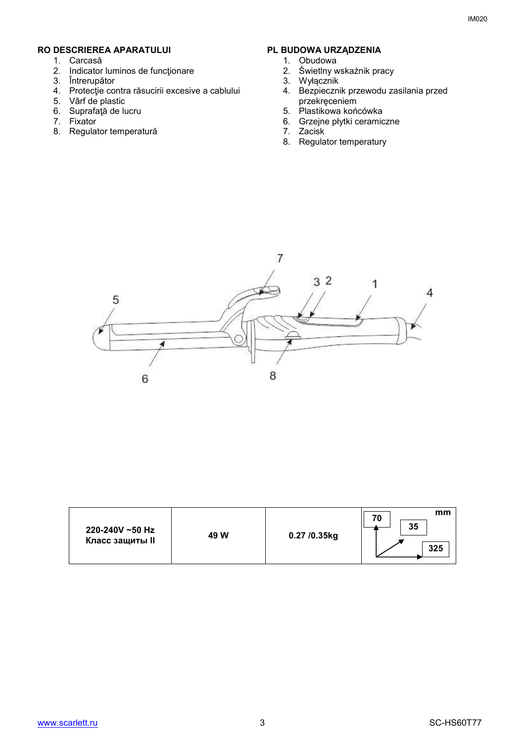## RO DESCRIEREA APARATULUI

1. Carcasă
2. Indicator luminos de funcţionare
3. Întrerupător
4. Protecţie contra răsucirii excesive a cablului
5. Vârf de plastic
6. Suprafaţă de lucru
7. Fixator
8. Regulator temperatură

## PL BUDOWA URZĄDZENIA

1. Obudowa
2. Świetlny wskaźnik pracy
3. Wyłącznik
4. Bezpiecznik przewodu zasilania przed przekręceniem
5. Plastikowa końcówka
6. Grzejne płytki ceramiczne
7. Zacisk
8. Regulator temperatury

| 220-240V ~50 Hz Класс защиты II | 49 W | 0.27 /0.35kg | mm 70 / 35 / 325 |
| --- | --- | --- | --- |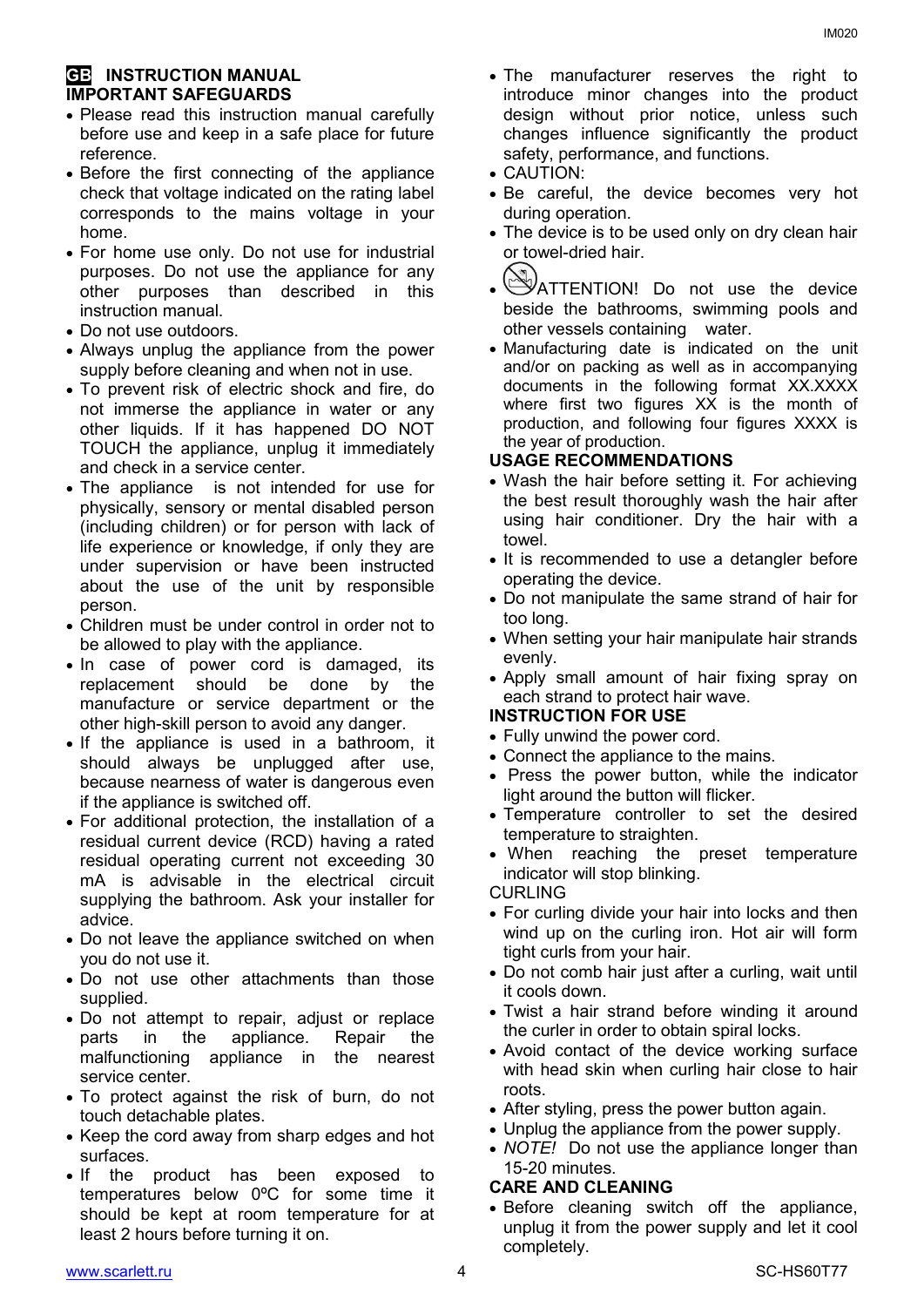# GB INSTRUCTION MANUAL

## IMPORTANT SAFEGUARDS

- Please read this instruction manual carefully before use and keep in a safe place for future reference.
- Before the first connecting of the appliance check that voltage indicated on the rating label corresponds to the mains voltage in your home.
- For home use only. Do not use for industrial purposes. Do not use the appliance for any other purposes than described in this instruction manual.
- Do not use outdoors.
- Always unplug the appliance from the power supply before cleaning and when not in use.
- To prevent risk of electric shock and fire, do not immerse the appliance in water or any other liquids. If it has happened DO NOT TOUCH the appliance, unplug it immediately and check in a service center.
- The appliance is not intended for use for physically, sensory or mental disabled person (including children) or for person with lack of life experience or knowledge, if only they are under supervision or have been instructed about the use of the unit by responsible person.
- Children must be under control in order not to be allowed to play with the appliance.
- In case of power cord is damaged, its replacement should be done by the manufacture or service department or the other high-skill person to avoid any danger.
- If the appliance is used in a bathroom, it should always be unplugged after use, because nearness of water is dangerous even if the appliance is switched off.
- For additional protection, the installation of a residual current device (RCD) having a rated residual operating current not exceeding 30 mA is advisable in the electrical circuit supplying the bathroom. Ask your installer for advice.
- Do not leave the appliance switched on when you do not use it.
- Do not use other attachments than those supplied.
- Do not attempt to repair, adjust or replace parts in the appliance. Repair the malfunctioning appliance in the nearest service center.
- To protect against the risk of burn, do not touch detachable plates.
- Keep the cord away from sharp edges and hot surfaces.
- If the product has been exposed to temperatures below 0ºC for some time it should be kept at room temperature for at least 2 hours before turning it on.
- The manufacturer reserves the right to introduce minor changes into the product design without prior notice, unless such changes influence significantly the product safety, performance, and functions.
- CAUTION:
- Be careful, the device becomes very hot during operation.
- The device is to be used only on dry clean hair or towel-dried hair.
- ATTENTION! Do not use the device beside the bathrooms, swimming pools and other vessels containing water.
- Manufacturing date is indicated on the unit and/or on packing as well as in accompanying documents in the following format XX.XXXX where first two figures XX is the month of production, and following four figures XXXX is the year of production.

## USAGE RECOMMENDATIONS

- Wash the hair before setting it. For achieving the best result thoroughly wash the hair after using hair conditioner. Dry the hair with a towel.
- It is recommended to use a detangler before operating the device.
- Do not manipulate the same strand of hair for too long.
- When setting your hair manipulate hair strands evenly.
- Apply small amount of hair fixing spray on each strand to protect hair wave.

## INSTRUCTION FOR USE

- Fully unwind the power cord.
- Connect the appliance to the mains.
- Press the power button, while the indicator light around the button will flicker.
- Temperature controller to set the desired temperature to straighten.
- When reaching the preset temperature indicator will stop blinking.

CURLING

- For curling divide your hair into locks and then wind up on the curling iron. Hot air will form tight curls from your hair.
- Do not comb hair just after a curling, wait until it cools down.
- Twist a hair strand before winding it around the curler in order to obtain spiral locks.
- Avoid contact of the device working surface with head skin when curling hair close to hair roots.
- After styling, press the power button again.
- Unplug the appliance from the power supply.
- *NOTE!* Do not use the appliance longer than 15-20 minutes.

## CARE AND CLEANING

- Before cleaning switch off the appliance, unplug it from the power supply and let it cool completely.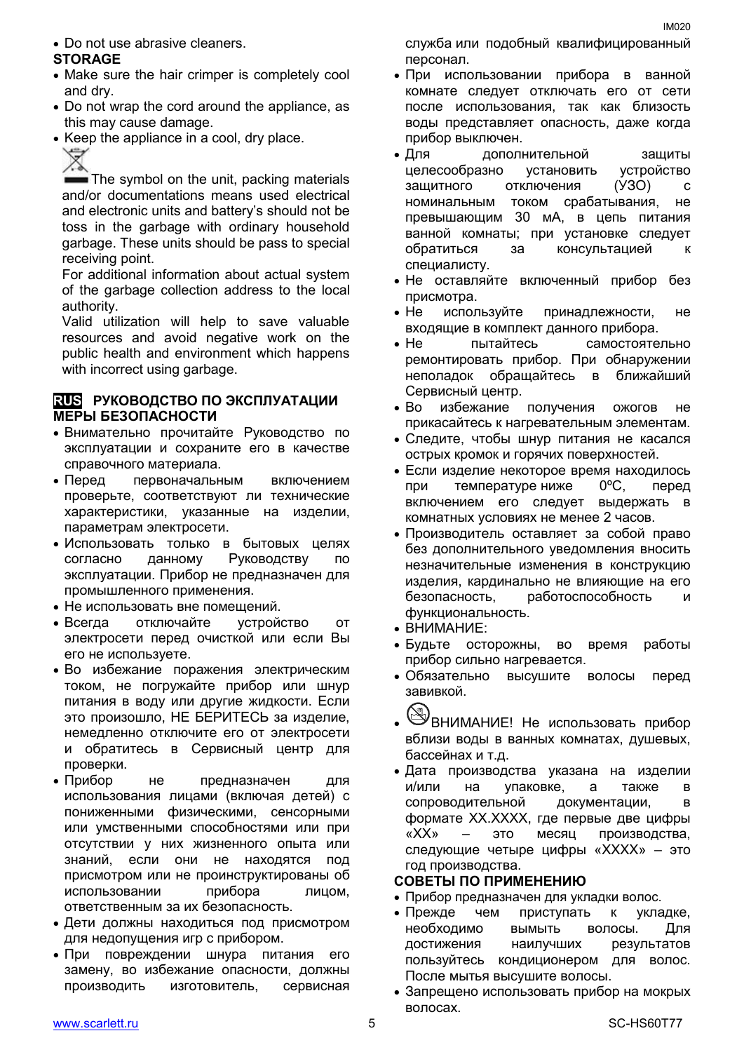- Do not use abrasive cleaners.

**STORAGE**

- Make sure the hair crimper is completely cool and dry.
- Do not wrap the cord around the appliance, as this may cause damage.
- Keep the appliance in a cool, dry place.

The symbol on the unit, packing materials and/or documentations means used electrical and electronic units and battery's should not be toss in the garbage with ordinary household garbage. These units should be pass to special receiving point.

For additional information about actual system of the garbage collection address to the local authority.

Valid utilization will help to save valuable resources and avoid negative work on the public health and environment which happens with incorrect using garbage.

## RUS РУКОВОДСТВО ПО ЭКСПЛУАТАЦИИ

**МЕРЫ БЕЗОПАСНОСТИ**

- Внимательно прочитайте Руководство по эксплуатации и сохраните его в качестве справочного материала.
- Перед первоначальным включением проверьте, соответствуют ли технические характеристики, указанные на изделии, параметрам электросети.
- Использовать только в бытовых целях согласно данному Руководству по эксплуатации. Прибор не предназначен для промышленного применения.
- Не использовать вне помещений.
- Всегда отключайте устройство от электросети перед очисткой или если Вы его не используете.
- Во избежание поражения электрическим током, не погружайте прибор или шнур питания в воду или другие жидкости. Если это произошло, НЕ БЕРИТЕСЬ за изделие, немедленно отключите его от электросети и обратитесь в Сервисный центр для проверки.
- Прибор не предназначен для использования лицами (включая детей) с пониженными физическими, сенсорными или умственными способностями или при отсутствии у них жизненного опыта или знаний, если они не находятся под присмотром или не проинструктированы об использовании прибора лицом, ответственным за их безопасность.
- Дети должны находиться под присмотром для недопущения игр с прибором.
- При повреждении шнура питания его замену, во избежание опасности, должны производить изготовитель, сервисная служба или подобный квалифицированный персонал.
- При использовании прибора в ванной комнате следует отключать его от сети после использования, так как близость воды представляет опасность, даже когда прибор выключен.
- Для дополнительной защиты целесообразно установить устройство защитного отключения (УЗО) с номинальным током срабатывания, не превышающим 30 мА, в цепь питания ванной комнаты; при установке следует обратиться за консультацией к специалисту.
- Не оставляйте включенный прибор без присмотра.
- Не используйте принадлежности, не входящие в комплект данного прибора.
- Не пытайтесь самостоятельно ремонтировать прибор. При обнаружении неполадок обращайтесь в ближайший Сервисный центр.
- Во избежание получения ожогов не прикасайтесь к нагревательным элементам.
- Следите, чтобы шнур питания не касался острых кромок и горячих поверхностей.
- Если изделие некоторое время находилось при температуре ниже 0ºC, перед включением его следует выдержать в комнатных условиях не менее 2 часов.
- Производитель оставляет за собой право без дополнительного уведомления вносить незначительные изменения в конструкцию изделия, кардинально не влияющие на его безопасность, работоспособность и функциональность.
- ВНИМАНИЕ:
- Будьте осторожны, во время работы прибор сильно нагревается.
- Обязательно высушите волосы перед завивкой.
- ВНИМАНИЕ! Не использовать прибор вблизи воды в ванных комнатах, душевых, бассейнах и т.д.
- Дата производства указана на изделии и/или на упаковке, а также в сопроводительной документации, в формате XX.XXXX, где первые две цифры «XX» – это месяц производства, следующие четыре цифры «XXXX» – это год производства.

**СОВЕТЫ ПО ПРИМЕНЕНИЮ**

- Прибор предназначен для укладки волос.
- Прежде чем приступать к укладке, необходимо вымыть волосы. Для достижения наилучших результатов пользуйтесь кондиционером для волос. После мытья высушите волосы.
- Запрещено использовать прибор на мокрых волосах.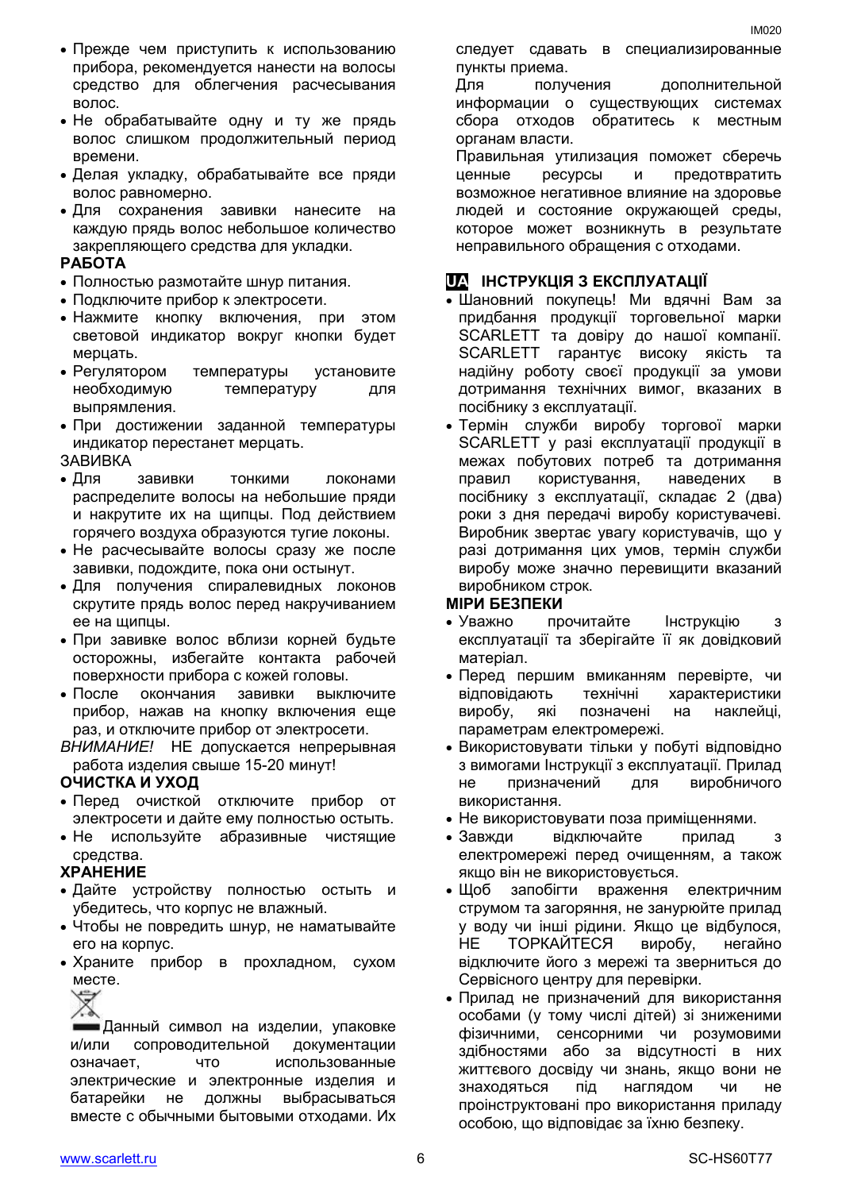- Прежде чем приступить к использованию прибора, рекомендуется нанести на волосы средство для облегчения расчесывания волос.
- Не обрабатывайте одну и ту же прядь волос слишком продолжительный период времени.
- Делая укладку, обрабатывайте все пряди волос равномерно.
- Для сохранения завивки нанесите на каждую прядь волос небольшое количество закрепляющего средства для укладки.

**РАБОТА**

- Полностью размотайте шнур питания.
- Подключите прибор к электросети.
- Нажмите кнопку включения, при этом световой индикатор вокруг кнопки будет мерцать.
- Регулятором температуры установите необходимую температуру для выпрямления.
- При достижении заданной температуры индикатор перестанет мерцать.

ЗАВИВКА

- Для завивки тонкими локонами распределите волосы на небольшие пряди и накрутите их на щипцы. Под действием горячего воздуха образуются тугие локоны.
- Не расчесывайте волосы сразу же после завивки, подождите, пока они остынут.
- Для получения спиралевидных локонов скрутите прядь волос перед накручиванием ее на щипцы.
- При завивке волос вблизи корней будьте осторожны, избегайте контакта рабочей поверхности прибора с кожей головы.
- После окончания завивки выключите прибор, нажав на кнопку включения еще раз, и отключите прибор от электросети.

*ВНИМАНИЕ!* НЕ допускается непрерывная работа изделия свыше 15-20 минут!

**ОЧИСТКА И УХОД**

- Перед очисткой отключите прибор от электросети и дайте ему полностью остыть.
- Не используйте абразивные чистящие средства.

**ХРАНЕНИЕ**

- Дайте устройству полностью остыть и убедитесь, что корпус не влажный.
- Чтобы не повредить шнур, не наматывайте его на корпус.
- Храните прибор в прохладном, сухом месте.

Данный символ на изделии, упаковке и/или сопроводительной документации означает, что использованные электрические и электронные изделия и батарейки не должны выбрасываться вместе с обычными бытовыми отходами. Их следует сдавать в специализированные пункты приема.

Для получения дополнительной информации о существующих системах сбора отходов обратитесь к местным органам власти.

Правильная утилизация поможет сберечь ценные ресурсы и предотвратить возможное негативное влияние на здоровье людей и состояние окружающей среды, которое может возникнуть в результате неправильного обращения с отходами.

## UA ІНСТРУКЦІЯ З ЕКСПЛУАТАЦІЇ

- Шановний покупець! Ми вдячні Вам за придбання продукції торговельної марки SCARLETT та довіру до нашої компанії. SCARLETT гарантує високу якість та надійну роботу своєї продукції за умови дотримання технічних вимог, вказаних в посібнику з експлуатації.
- Термін служби виробу торгової марки SCARLETT у разі експлуатації продукції в межах побутових потреб та дотримання правил користування, наведених в посібнику з експлуатації, складає 2 (два) роки з дня передачі виробу користувачеві. Виробник звертає увагу користувачів, що у разі дотримання цих умов, термін служби виробу може значно перевищити вказаний виробником строк.

**МІРИ БЕЗПЕКИ**

- Уважно прочитайте Інструкцію з експлуатації та зберігайте її як довідковий матеріал.
- Перед першим вмиканням перевірте, чи відповідають технічні характеристики виробу, які позначені на наклейці, параметрам електромережі.
- Використовувати тільки у побуті відповідно з вимогами Інструкції з експлуатації. Прилад не призначений для виробничого використання.
- Не використовувати поза приміщеннями.
- Завжди відключайте прилад з електромережі перед очищенням, а також якщо він не використовується.
- Щоб запобігти враження електричним струмом та загоряння, не занурюйте прилад у воду чи інші рідини. Якщо це відбулося, НЕ ТОРКАЙТЕСЯ виробу, негайно відключите його з мережі та зверниться до Сервісного центру для перевірки.
- Прилад не призначений для використання особами (у тому числі дітей) зі зниженими фізичними, сенсорними чи розумовими здібностями або за відсутності в них життєвого досвіду чи знань, якщо вони не знаходяться під наглядом чи не проінструктовані про використання приладу особою, що відповідає за їхню безпеку.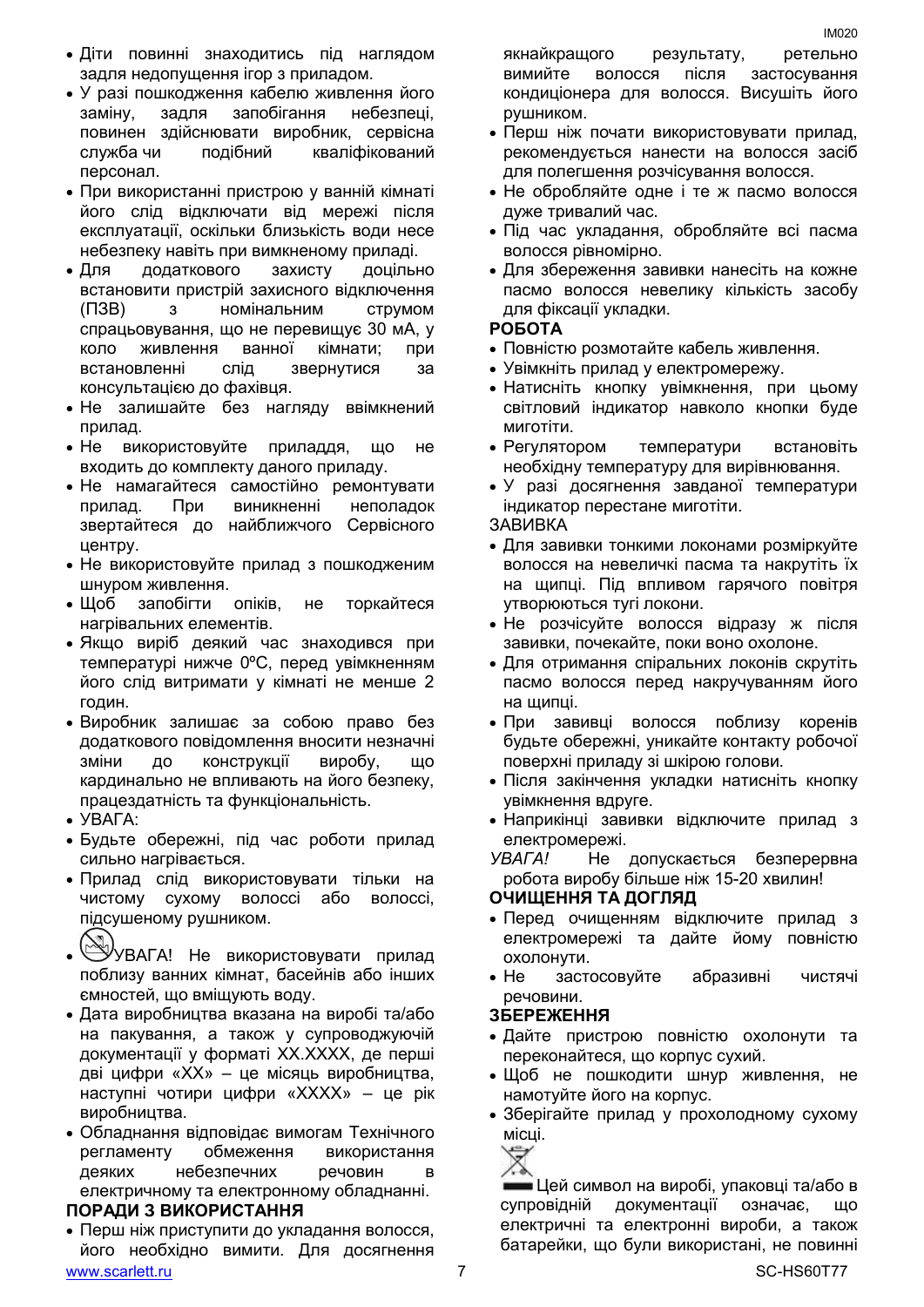- Діти повинні знаходитись під наглядом задля недопущення ігор з приладом.
- У разі пошкодження кабелю живлення його заміну, задля запобігання небезпеці, повинен здійснювати виробник, сервісна служба чи подібний кваліфікований персонал.
- При використанні пристрою у ванній кімнаті його слід відключати від мережі після експлуатації, оскільки близькість води несе небезпеку навіть при вимкненому приладі.
- Для додаткового захисту доцільно встановити пристрій захисного відключення (ПЗВ) з номінальним струмом спрацьовування, що не перевищує 30 мА, у коло живлення ванної кімнати; при встановленні слід звернутися за консультацією до фахівця.
- Не залишайте без нагляду ввімкнений прилад.
- Не використовуйте приладдя, що не входить до комплекту даного приладу.
- Не намагайтеся самостійно ремонтувати прилад. При виникненні неполадок звертайтеся до найближчого Сервісного центру.
- Не використовуйте прилад з пошкодженим шнуром живлення.
- Щоб запобігти опіків, не торкайтеся нагрівальних елементів.
- Якщо виріб деякий час знаходився при температурі нижче 0ºC, перед увімкненням його слід витримати у кімнаті не менше 2 годин.
- Виробник залишає за собою право без додаткового повідомлення вносити незначні зміни до конструкції виробу, що кардинально не впливають на його безпеку, працездатність та функціональність.
- УВАГА:
- Будьте обережні, під час роботи прилад сильно нагрівається.
- Прилад слід використовувати тільки на чистому сухому волоссі або волоссі, підсушеному рушником.
- УВАГА! Не використовувати прилад поблизу ванних кімнат, басейнів або інших ємностей, що вміщують воду.
- Дата виробництва вказана на виробі та/або на пакування, а також у супроводжуючій документації у форматі XX.XXXX, де перші дві цифри «XX» – це місяць виробництва, наступні чотири цифри «XXXX» – це рік виробництва.
- Обладнання відповідає вимогам Технічного регламенту обмеження використання деяких небезпечних речовин в електричному та електронному обладнанні.

**ПОРАДИ З ВИКОРИСТАННЯ**

- Перш ніж приступити до укладання волосся, його необхідно вимити. Для досягнення якнайкращого результату, ретельно вимийте волосся після застосування кондиціонера для волосся. Висушіть його рушником.
- Перш ніж почати використовувати прилад, рекомендується нанести на волосся засіб для полегшення розчісування волосся.
- Не обробляйте одне і те ж пасмо волосся дуже тривалий час.
- Під час укладання, обробляйте всі пасма волосся рівномірно.
- Для збереження завивки нанесіть на кожне пасмо волосся невелику кількість засобу для фіксації укладки.

**РОБОТА**

- Повністю розмотайте кабель живлення.
- Увімкніть прилад у електромережу.
- Натисніть кнопку увімкнення, при цьому світловий індикатор навколо кнопки буде миготіти.
- Регулятором температури встановіть необхідну температуру для вирівнювання.
- У разі досягнення завданої температури індикатор перестане миготіти.

ЗАВИВКА

- Для завивки тонкими локонами розміркуйте волосся на невеличкі пасма та накрутіть їх на щипці. Під впливом гарячого повітря утворюються тугі локони.
- Не розчісуйте волосся відразу ж після завивки, почекайте, поки воно охолоне.
- Для отримання спіральних локонів скрутіть пасмо волосся перед накручуванням його на щипці.
- При завивці волосся поблизу коренів будьте обережні, уникайте контакту робочої поверхні приладу зі шкірою голови.
- Після закінчення укладки натисніть кнопку увімкнення вдруге.
- Наприкінці завивки відключите прилад з електромережі.

*УВАГА!* Не допускається безперервна робота виробу більше ніж 15-20 хвилин!

**ОЧИЩЕННЯ ТА ДОГЛЯД**

- Перед очищенням відключите прилад з електромережі та дайте йому повністю охолонути.
- Не застосовуйте абразивні чистячі речовини.

**ЗБЕРЕЖЕННЯ**

- Дайте пристрою повністю охолонути та переконайтеся, що корпус сухий.
- Щоб не пошкодити шнур живлення, не намотуйте його на корпус.
- Зберігайте прилад у прохолодному сухому місці.

Цей символ на виробі, упаковці та/або в супровідній документації означає, що електричні та електронні вироби, а також батарейки, що були використані, не повинні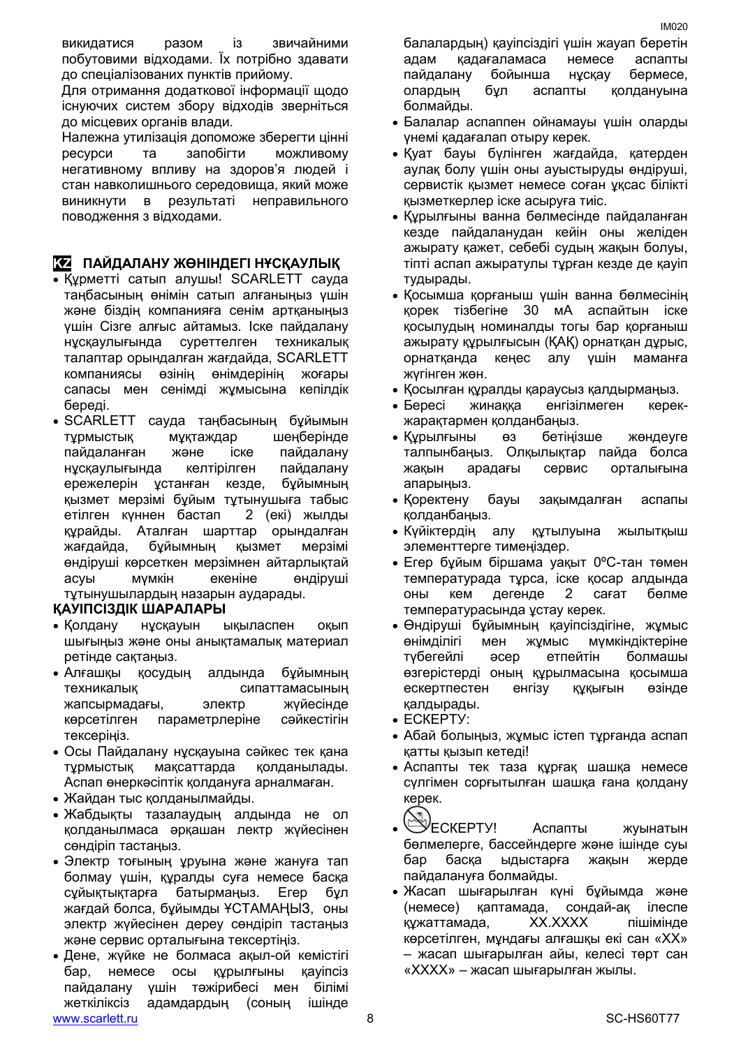викидатися разом із звичайними побутовими відходами. Їх потрібно здавати до спеціалізованих пунктів прийому.

Для отримання додаткової інформації щодо існуючих систем збору відходів зверніться до місцевих органів влади.

Належна утилізація допоможе зберегти цінні ресурси та запобігти можливому негативному впливу на здоров'я людей і стан навколишнього середовища, який може виникнути в результаті неправильного поводження з відходами.

## KZ ПАЙДАЛАНУ ЖӨНІНДЕГІ НҰСҚАУЛЫҚ

- Құрметті сатып алушы! SCARLETT сауда таңбасының өнімін сатып алғаныңыз үшін және біздің компанияға сенім артқаныңыз үшін Сізге алғыс айтамыз. Іске пайдалану нұсқаулығында суреттелген техникалық талаптар орындалған жағдайда, SCARLETT компаниясы өзінің өнімдерінің жоғары сапасы мен сенімді жұмысына кепілдік береді.
- SCARLETT сауда таңбасының бұйымын тұрмыстық мұқтаждар шеңберінде пайдаланған және іске пайдалану нұсқаулығында келтірілген пайдалану ережелерін ұстанған кезде, бұйымның қызмет мерзімі бұйым тұтынушыға табыс етілген күннен бастап 2 (екі) жылды құрайды. Аталған шарттар орындалған жағдайда, бұйымның қызмет мерзімі өндіруші көрсеткен мерзімнен айтарлықтай асуы мүмкін екеніне өндіруші тұтынушылардың назарын аударады.

**ҚАУІПСІЗДІК ШАРАЛАРЫ**

- Қолдану нұсқауын ықыласпен оқып шығыңыз және оны анықтамалық материал ретінде сақтаңыз.
- Алғашқы қосудың алдында бұйымның техникалық сипаттамасының жапсырмадағы, электр жүйесінде көрсетілген параметрлеріне сәйкестігін тексеріңіз.
- Осы Пайдалану нұсқауына сәйкес тек қана тұрмыстық мақсаттарда қолданылады. Аспап өнеркәсіптік қолдануға арналмаған.
- Жайдан тыс қолданылмайды.
- Жабдықты тазалаудың алдында не ол қолданылмаса әрқашан лектр жүйесінен сөндіріп тастаңыз.
- Электр тоғының ұруына және жануға тап болмау үшін, құралды суға немесе басқа сұйықтықтарға батырмаңыз. Егер бұл жағдай болса, бұйымды ҰСТАМАҢЫЗ, оны электр жүйесінен дереу сөндіріп тастаңыз және сервис орталығына тексертіңіз.
- Дене, жүйке не болмаса ақыл-ой кемістігі бар, немесе осы құрылғыны қауіпсіз пайдалану үшін тәжірибесі мен білімі жеткіліксіз адамдардың (соның ішінде балалардың) қауіпсіздігі үшін жауап беретін адам қадағаламаса немесе аспапты пайдалану бойынша нұсқау бермесе, олардың бұл аспапты қолдануына болмайды.
- Балалар аспаппен ойнамауы үшін оларды үнемі қадағалап отыру керек.
- Қуат бауы бүлінген жағдайда, қатерден аулақ болу үшін оны ауыстыруды өндіруші, сервистік қызмет немесе соған ұқсас білікті қызметкерлер іске асыруға тиіс.
- Құрылғыны ванна бөлмесінде пайдаланған кезде пайдаланудан кейін оны желіден ажырату қажет, себебі судың жақын болуы, тіпті аспап ажыратулы тұрған кезде де қауіп тудырады.
- Қосымша қорғаныш үшін ванна бөлмесінің қорек тізбегіне 30 мА аспайтын іске қосылудың номиналды тогы бар қорғаныш ажырату құрылғысын (ҚАҚ) орнатқан дұрыс, орнатқанда кеңес алу үшін маманға жүгінген жөн.
- Қосылған құралды караусыз қалдырмаңыз.
- Бересі жинаққа енгізілмеген керек-жарақтармен қолданбаңыз.
- Құрылғыны өз бетіңізше жөндеуге талпынбаңыз. Олқылықтар пайда болса жақын арадағы сервис орталығына апарыңыз.
- Қоректену бауы зақымдалған аспапы қолданбаңыз.
- Күйіктердің алу құтылуына жылытқыш элементтерге тимеңіздер.
- Егер бұйым біршама уақыт 0ºC-тан төмен температурада тұрса, іске қосар алдында оны кем дегенде 2 сағат бөлме температурасында ұстау керек.
- Өндіруші бұйымның қауіпсіздігіне, жұмыс өнімділігі мен жұмыс мүмкіндіктеріне түбегейлі әсер етпейтін болмашы өзгерістерді оның құрылмасына қосымша ескертпестен енгізу құқығын өзінде қалдырады.
- ЕСКЕРТУ:
- Абай болыңыз, жұмыс істеп тұрғанда аспап қатты қызып кетеді!
- Аспапты тек таза құрғақ шашқа немесе сүлгімен сорғытылған шашқа ғана қолдану керек.
- ЕСКЕРТУ! Аспапты жуынатын бөлмелерге, бассейндерге және ішінде суы бар басқа ыдыстарға жақын жерде пайдалануға болмайды.
- Жасап шығарылған күні бұйымда және (немесе) қаптамада, сондай-ақ ілеспе құжаттамада, XX.XXXX пішімінде көрсетілген, мұндағы алғашқы екі сан «XX» – жасап шығарылған айы, келесі төрт сан «XXXX» – жасап шығарылған жылы.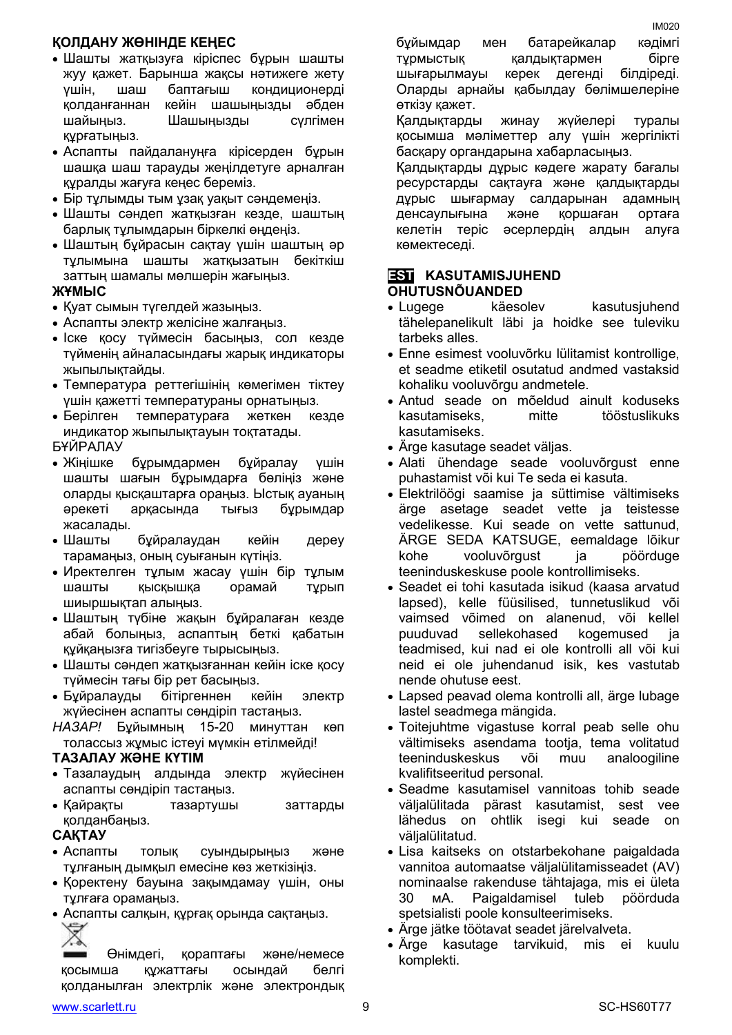**ҚОЛДАНУ ЖӨНІНДЕ КЕҢЕС**

- Шашты жатқызуға кіріспес бұрын шашты жуу қажет. Барынша жақсы нәтижеге жету үшін, шаш баптағыш кондиционерді қолданғаннан кейін шашыңызды әбден шайыңыз. Шашыңызды сүлгімен құрғатыңыз.
- Аспапты пайдалануңға кірісерден бұрын шашқа шаш тарауды жеңілдетуге арналған құралды жағуға кеңес береміз.
- Бір тұлымды тым ұзақ уақыт сәндемеңіз.
- Шашты сәндеп жатқызған кезде, шаштың барлық тұлымдарын біркелкі өңдеңіз.
- Шаштың бұйрасын сақтау үшін шаштың әр тұлымына шашты жатқызатын бекіткіш заттың шамалы мөлшерін жағыңыз.

**ЖҰМЫС**

- Қуат сымын түгелдей жазыңыз.
- Аспапты электр желісіне жалғаңыз.
- Іске қосу түймесін басыңыз, сол кезде түйменің айналасындағы жарық индикаторы жыпылықтайды.
- Температура реттегішінің көмегімен тіктеу үшін қажетті температураны орнатыңыз.
- Берілген температураға жеткен кезде индикатор жыпылықтауын тоқтатады.

БҰЙРАЛАУ

- Жіңішке бұрымдармен бұйралау үшін шашты шағын бұрымдарға бөліңіз және оларды қысқаштарғаораңыз. Ыстық ауаның әрекеті арқасында тығыз бұрымдар жасалады.
- Шашты бұйралаудан кейін дереу тарамаңыз, оның суығанын күтіңіз.
- Ирektелген тұлым жасау үшін бір тұлым шашты қысқышқа орамай тұрып шиыршықтап алыңыз.
- Шаштың түбіне жақын бұйралаған кезде абай болыңыз, аспаптың беткі қабатын құйқаңызға тигізбеуге тырысыңыз.
- Шашты сәндеп жатқызғаннан кейін іске қосу түймесін тағы бір рет басыңыз.
- Бұйралауды бітіргеннен кейін электр жүйесінен аспапты сөндіріп тастаңыз.

*НАЗАР!* Бұйымның 15-20 минуттан көп толассыз жұмыс істеуі мүмкін етілмейді!

**ТАЗАЛАУ ЖӘНЕ КҮТІМ**

- Тазалаудың алдында электр жүйесінен аспапты сөндіріп тастаңыз.
- Қайрақты тазартушы заттарды қолданбаңыз.

**САҚТАУ**

- Аспапты толық суындырыңыз және тұлғаның дымқыл емесіне көз жеткізіңіз.
- Қоректену бауына зақымдамау үшін, оны тұлғаға орамаңыз.
- Аспапты салқын, құрғақ орында сақтаңыз.

Өнімдегі, қораптағы және/немесе қосымша құжаттағы осындай белгі қолданылған электрлік және электрондық бұйымдар мен батарейкалар кәдімгі тұрмыстық қалдықтармен бірге шығарылмауы керек дегенді білдіреді. Оларды арнайы қабылдау бөлімшелеріне өткізу қажет.

Қалдықтарды жинау жүйелері туралы қосымша мәліметтер алу үшін жергілікті басқару органдарына хабарласыңыз.

Қалдықтарды дұрыс кәдеге жарату бағалы ресурстарды сақтауға және қалдықтарды дұрыс шығармау салдарынан адамның денсаулығына және қоршаған ортаға келетін теріс әсерлердің алдын алуға көмектеседі.

## EST KASUTAMISJUHEND

**OHUTUSNÕUANDED**

- Lugege käesolev kasutusjuhend tähelepanelikult läbi ja hoidke see tuleviku tarbeks alles.
- Enne esimest vooluvõrku lülitamist kontrollige, et seadme etiketil osutatud andmed vastaksid kohaliku vooluvõrgu andmetele.
- Antud seade on mõeldud ainult koduseks kasutamiseks, mitte tööstuslikuks kasutamiseks.
- Ärge kasutage seadet väljas.
- Alati ühendage seade vooluvõrgust enne puhastamist või kui Te seda ei kasuta.
- Elektrilöögi saamise ja süttimise vältimiseks ärge asetage seadet vette ja teistesse vedelikesse. Kui seade on vette sattunud, ÄRGE SEDA KATSUGE, eemaldage lõikur kohe vooluvõrgust ja pöörduge teeninduskeskuse poole kontrollimiseks.
- Seadet ei tohi kasutada isikud (kaasa arvatud lapsed), kelle füüsilised, tunnetuslikud või vaimsed võimed on alanenud, või kellel puuduvad sellekohased kogemused ja teadmised, kui nad ei ole kontrolli all või kui neid ei ole juhendanud isik, kes vastutab nende ohutuse eest.
- Lapsed peavad olema kontrolli all, ärge lubage lastel seadmega mängida.
- Toitejuhtme vigastuse korral peab selle ohu vältimiseks asendama tootja, tema volitatud teeninduskeskus või muu analoogiline kvalifitseeritud personal.
- Seadme kasutamisel vannitoas tohib seade väljalülitada pärast kasutamist, sest vee lähedus on ohtlik isegi kui seade on väljalülitatud.
- Lisa kaitseks on otstarbekohane paigaldada vannitoa automaatse väljalülitamisseadet (AV) nominaalse rakenduse tähtajaga, mis ei ületa 30 мA. Paigaldamisel tuleb pöörduda spetsialisti poole konsulteerimiseks.
- Ärge jätke töötavat seadet järelvaleta.
- Ärge kasutage tarvikuid, mis ei kuulu komplekti.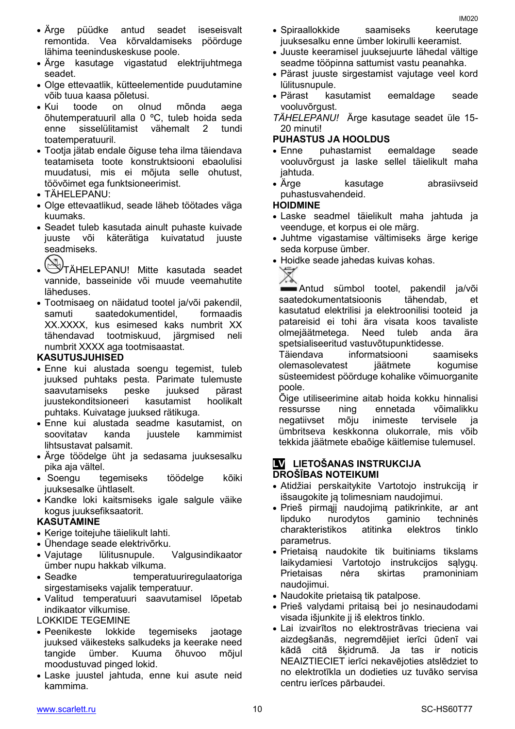- Ärge püüdke antud seadet iseseisvalt remontida. Vea kõrvaldamiseks pöörduge lähima teeninduskeskuse poole.
- Ärge kasutage vigastatud elektrijuhtmega seadet.
- Olge ettevaatlik, kütteelementide puudutamine võib tuua kaasa põletusi.
- Kui toode on olnud mõnda aega õhutemperatuuril alla 0 ºC, tuleb hoida seda enne sisselülitamist vähemalt 2 tundi toatemperatuuril.
- Tootja jätab endale õiguse teha ilma täiendava teatamiseta toote konstruktsiooni ebaolulisi muudatusi, mis ei mõjuta selle ohutust, töövõimet ega funktsioneerimist.
- TÄHELEPANU:
- Olge ettevaatlikud, seade läheb töötades väga kuumaks.
- Seadet tuleb kasutada ainult puhaste kuivade juuste või käterätiga kuivatatud juuste seadmiseks.
- TÄHELEPANU! Mitte kasutada seadet vannide, basseinide või muude veemahutite läheduses.
- Tootmisaeg on näidatud tootel ja/või pakendil, samuti saatedokumentidel, formaadis XX.XXXX, kus esimesed kaks numbrit XX tähendavad tootmiskuud, järgmised neli numbrit XXXX aga tootmisaastat.

**KASUTUSJUHISED**

- Enne kui alustada soengu tegemist, tuleb juuksed puhtaks pesta. Parimate tulemuste saavutamiseks peske juuksed pärast juustekonditsioneeri kasutamist hoolikalt puhtaks. Kuivatage juuksed rätikuga.
- Enne kui alustada seadme kasutamist, on soovitatav kanda juustele kammimist lihtsustavat palsamit.
- Ärge töödelge üht ja sedasama juuksesalku pika aja vältel.
- Soengu tegemiseks töödelge kõiki juuksesalke ühtlaselt.
- Kandke loki kaitsmiseks igale salgule väike kogus juuksefiksaatorit.

**KASUTAMINE**

- Kerige toitejuhe täielikult lahti.
- Ühendage seade elektrivõrku.
- Vajutage lülitusnupule. Valgusindikaator ümber nupu hakkab vilkuma.
- Seadke temperatuuriregulaatoriga sirgestamiseks vajalik temperatuur.
- Valitud temperatuuri saavutamisel lõpetab indikaator vilkumise.

LOKKIDE TEGEMINE

- Peenikeste lokkide tegemiseks jaotage juuksed väikesteks salkudeks ja keerake need tangide ümber. Kuuma õhuvoo mõjul moodustuvad pinged lokid.
- Laske juustel jahtuda, enne kui asute neid kammima.
- Spiraallokkide saamiseks keerutage juuksesalku enne ümber lokirulli keeramist.
- Juuste keeramisel juuksejuurte lähedal vältige seadme tööpinna sattumist vastu peanahka.
- Pärast juuste sirgestamist vajutage veel kord lülitusnupule.
- Pärast kasutamist eemaldage seade vooluvõrgust.

*TÄHELEPANU!* Ärge kasutage seadet üle 15-20 minuti!

**PUHASTUS JA HOOLDUS**

- Enne puhastamist eemaldage seade vooluvõrgust ja laske sellel täielikult maha jahtuda.
- Ärge kasutage abrasiivseid puhastusvahendeid.

**HOIDMINE**

- Laske seadmel täielikult maha jahtuda ja veenduge, et korpus ei ole märg.
- Juhtme vigastamise vältimiseks ärge kerige seda korpuse ümber.
- Hoidke seade jahedas kuivas kohas.

Antud sümbol tootel, pakendil ja/või saatedokumentatsioonis tähendab, et kasutatud elektrilisi ja elektroonilisi tooteid ja patareisid ei tohi ära visata koos tavaliste olmejäätmetega. Need tuleb anda ära spetsialiseeritud vastuvõtupunktidesse.

Täiendava informatsiooni saamiseks olemasolevatest jäätmete kogumise süsteemidest pöörduge kohalike võimuorganite poole.

Õige utiliseerimine aitab hoida kokku hinnalisi ressursse ning ennetada võimalikku negatiivset mõju inimeste tervisele ja ümbritseva keskkonna olukorrale, mis võib tekkida jäätmete ebaõige käitlemise tulemusel.

## LV LIETOŠANAS INSTRUKCIJA

**DROŠĪBAS NOTEIKUMI**

- Atidžiai perskaitykite Vartotojo instrukciją ir išsaugokite ją tolimesniam naudojimui.
- Prieš pirmąjį naudojimą patikrinkite, ar ant lipduko nurodytos gaminio techninės charakteristikos atitinka elektros tinklo parametrus.
- Prietaisą naudokite tik buitiniams tikslams laikydamiesi Vartotojo instrukcijos sąlygų. Prietaisas nėra skirtas pramoniniam naudojimui.
- Naudokite prietaisą tik patalpose.
- Prieš valydami pritaisą bei jo nesinaudodami visada išjunkite jį iš elektros tinklo.
- Lai izvairītos no elektrostrāvas trieciena vai aizdegšanās, negremdējiet ierīci ūdenī vai kādā citā šķidrumā. Ja tas ir noticis NEAIZTIECIET ierīci nekavējoties atslēdziet to no elektrotīkla un dodieties uz tuvāko servisa centru ierīces pārbaudei.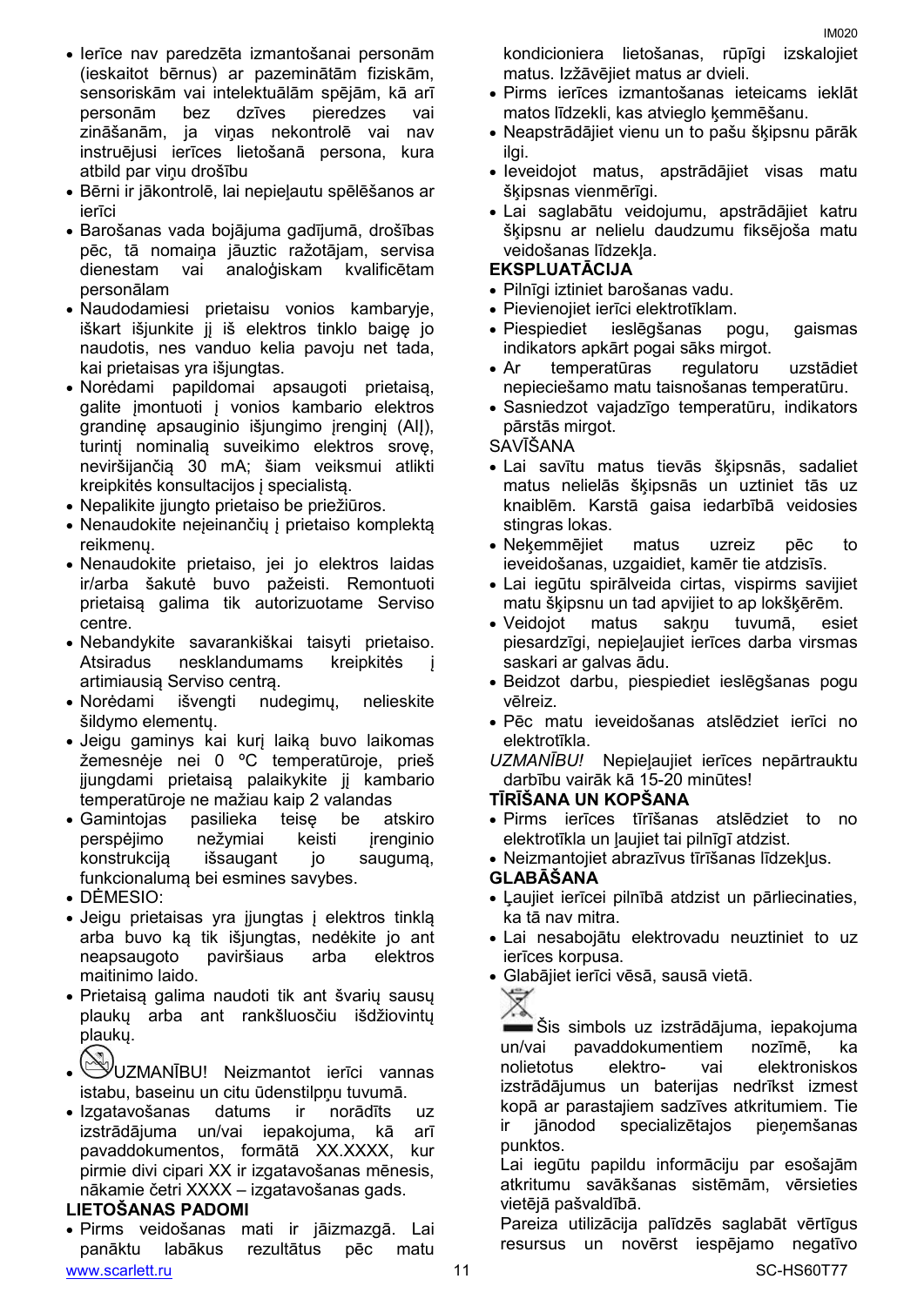- Ierīce nav paredzēta izmantošanai personām (ieskaitot bērnus) ar pazeminātām fiziskām, sensoriskām vai intelektuālām spējām, kā arī personām bez dzīves pieredzes vai zināšanām, ja viņas nekontrolē vai nav instruējusi ierīces lietošanā persona, kura atbild par viņu drošību
- Bērni ir jākontrolē, lai nepieļautu spēlēšanos ar ierīci
- Barošanas vada bojājuma gadījumā, drošības pēc, tā nomaiņa jāuztic ražotājam, servisa dienestam vai analoģiskam kvalificētam personālam
- Naudodamiesi prietaisu vonios kambaryje, iškart išjunkite jį iš elektros tinklo baigę jo naudotis, nes vanduo kelia pavoju net tada, kai prietaisas yra išjungtas.
- Norėdami papildomai apsaugoti prietaisą, galite įmontuoti į vonios kambario elektros grandinę apsauginio išjungimo įrenginį (AIĮ), turintį nominalią suveikimo elektros srovę, neviršijančią 30 mA; šiam veiksmui atlikti kreipkitės konsultacijos į specialistą.
- Nepalikite įjungto prietaiso be priežiūros.
- Nenaudokite neįeinančių į prietaiso komplektą reikmenų.
- Nenaudokite prietaiso, jei jo elektros laidas ir/arba šakutė buvo pažeisti. Remontuoti prietaisą galima tik autorizuotame Serviso centre.
- Nebandykite savarankiškai taisyti prietaiso. Atsiradus nesklandumams kreipkitės į artimiausią Serviso centrą.
- Norėdami išvengti nudegimų, nelieskite šildymo elementų.
- Jeigu gaminys kai kurį laiką buvo laikomas žemesnėje nei 0 ºC temperatūroje, prieš įjungdami prietaisą palaikykite jį kambario temperatūroje ne mažiau kaip 2 valandas
- Gamintojas pasilieka teisę be atskiro perspėjimo nežymiai keisti įrenginio konstrukciją išsaugant jo saugumą, funkcionalumą bei esmines savybes.
- DĖMESIO:
- Jeigu prietaisas yra įjungtas į elektros tinklą arba buvo ką tik išjungtas, nedėkite jo ant neapsaugoto paviršiaus arba elektros maitinimo laido.
- Prietaisą galima naudoti tik ant švarių sausų plaukų arba ant rankšluosčiu išdžiovintų plaukų.
- UZMANĪBU! Neizmantot ierīci vannas istabu, baseinu un citu ūdenstilpņu tuvumā.
- Izgatavošanas datums ir norādīts uz izstrādājuma un/vai iepakojuma, kā arī pavaddokumentos, formātā XX.XXXX, kur pirmie divi cipari XX ir izgatavošanas mēnesis, nākamie četri XXXX – izgatavošanas gads.

**LIETOŠANAS PADOMI**

- Pirms veidošanas mati ir jāizmazgā. Lai panāktu labākus rezultātus pēc matu kondicioniera lietošanas, rūpīgi izskalojiet matus. Izžāvējiet matus ar dvieli.
- Pirms ierīces izmantošanas ieteicams ieklāt matos līdzekli, kas atvieglo ķemmēšanu.
- Neapstrādājiet vienu un to pašu šķipsnu pārāk ilgi.
- Ieveidojot matus, apstrādājiet visas matu šķipsnas vienmērīgi.
- Lai saglabātu veidojumu, apstrādājiet katru šķipsnu ar nelielu daudzumu fiksējoša matu veidošanas līdzekļa.

**EKSPLUATĀCIJA**

- Pilnīgi iztiniet barošanas vadu.
- Pievienojiet ierīci elektrotīklam.
- Piespiediet ieslēgšanas pogu, gaismas indikators apkārt pogai sāks mirgot.
- Ar temperatūras regulatoru uzstādiet nepieciešamo matu taisnošanas temperatūru.
- Sasniedzot vajadzīgo temperatūru, indikators pārstās mirgot.

SAVĪŠANA

- Lai savītu matus tievās šķipsnās, sadaliet matus nelielās šķipsnās un uztiniet tās uz knaiblēm. Karstā gaisa iedarbībā veidosies stingras lokas.
- Neķemmējiet matus uzreiz pēc to ieveidošanas, uzgaidiet, kamēr tie atdzisīs.
- Lai iegūtu spirālveida cirtas, vispirms savijiet matu šķipsnu un tad apvijiet to ap lokšķērēm.
- Veidojot matus sakņu tuvumā, esiet piesardzīgi, nepieļaujiet ierīces darba virsmas saskari ar galvas ādu.
- Beidzot darbu, piespiediet ieslēgšanas pogu vēlreiz.
- Pēc matu ieveidošanas atslēdziet ierīci no elektrotīkla.

*UZMANĪBU!* Nepieļaujiet ierīces nepārtrauktu darbību vairāk kā 15-20 minūtes!

**TĪRĪŠANA UN KOPŠANA**

- Pirms ierīces tīrīšanas atslēdziet to no elektrotīkla un ļaujiet tai pilnīgi atdzist.
- Neizmantojiet abrazīvus tīrīšanas līdzekļus.

**GLABĀŠANA**

- Ļaujiet ierīcei pilnībā atdzist un pārliecinaties, ka tā nav mitra.
- Lai nesabojātu elektrovadu neuztiniet to uz ierīces korpusa.
- Glabājiet ierīci vēsā, sausā vietā.

Šis simbols uz izstrādājuma, iepakojuma un/vai pavaddokumentiem nozīmē, ka nolietotus elektro- vai elektroniskos izstrādājumus un baterijas nedrīkst izmest kopā ar parastajiem sadzīves atkritumiem. Tie ir jānodod specializētajos pieņemšanas punktos.

Lai iegūtu papildu informāciju par esošajām atkritumu savākšanas sistēmām, vērsieties vietējā pašvaldībā.

Pareiza utilizācija palīdzēs saglabāt vērtīgus resursus un novērst iespējamo negatīvo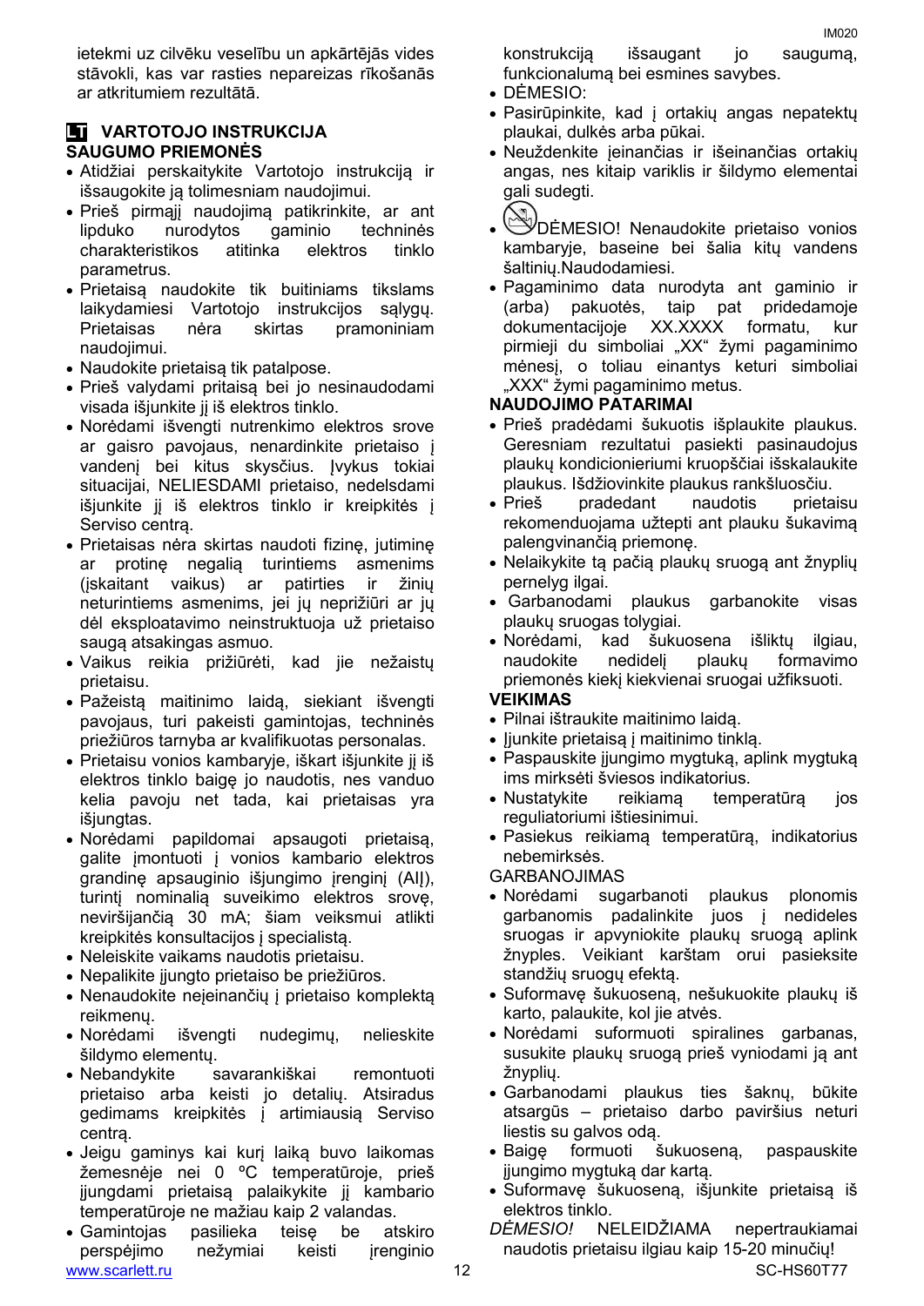ietekmi uz cilvēku veselību un apkārtējās vides stāvokli, kas var rasties nepareizas rīkošanās ar atkritumiem rezultātā.

## LT VARTOTOJO INSTRUKCIJA

### SAUGUMO PRIEMONĖS

- Atidžiai perskaitykite Vartotojo instrukciją ir išsaugokite ją tolimesniam naudojimui.
- Prieš pirmąjį naudojimą patikrinkite, ar ant lipduko nurodytos gaminio techninės charakteristikos atitinka elektros tinklo parametrus.
- Prietaisą naudokite tik buitiniams tikslams laikydamiesi Vartotojo instrukcijos sąlygų. Prietaisas nėra skirtas pramoniniam naudojimui.
- Naudokite prietaisą tik patalpose.
- Prieš valydami pritaisą bei jo nesinaudodami visada išjunkite jį iš elektros tinklo.
- Norėdami išvengti nutrenkimo elektros srove ar gaisro pavojaus, nenardinkite prietaiso į vandenį bei kitus skysčius. Įvykus tokiai situacijai, NELIESDAMI prietaiso, nedelsdami išjunkite jį iš elektros tinklo ir kreipkitės į Serviso centrą.
- Prietaisas nėra skirtas naudoti fizinę, jutiminę ar protinę negalią turintiems asmenims (įskaitant vaikus) ar patirties ir žinių neturintiems asmenims, jei jų neprižiūri ar jų dėl eksploatavimo neinstruktuoja už prietaiso saugą atsakingas asmuo.
- Vaikus reikia prižiūrėti, kad jie nežaistų prietaisu.
- Pažeistą maitinimo laidą, siekiant išvengti pavojaus, turi pakeisti gamintojas, techninės priežiūros tarnyba ar kvalifikuotas personalas.
- Prietaisu vonios kambaryje, iškart išjunkite jį iš elektros tinklo baigę jo naudotis, nes vanduo kelia pavoju net tada, kai prietaisas yra išjungtas.
- Norėdami papildomai apsaugoti prietaisą, galite įmontuoti į vonios kambario elektros grandinę apsauginio išjungimo įrenginį (AIĮ), turintį nominalią suveikimo elektros srovę, neviršijančią 30 mA; šiam veiksmui atlikti kreipkitės konsultacijos į specialistą.
- Neleiskite vaikams naudotis prietaisu.
- Nepalikite įjungto prietaiso be priežiūros.
- Nenaudokite neįeinančių į prietaiso komplektą reikmenų.
- Norėdami išvengti nudegimų, nelieskite šildymo elementų.
- Nebandykite savarankiškai remontuoti prietaiso arba keisti jo detalių. Atsiradus gedimams kreipkitės į artimiausią Serviso centrą.
- Jeigu gaminys kai kurį laiką buvo laikomas žemesnėje nei 0 ºC temperatūroje, prieš įjungdami prietaisą palaikykite jį kambario temperatūroje ne mažiau kaip 2 valandas.
- Gamintojas pasilieka teisę be atskiro perspėjimo nežymiai keisti įrenginio konstrukciją išsaugant jo saugumą, funkcionalumą bei esmines savybes.
- DĖMESIO:
- Pasirūpinkite, kad į ortakių angas nepatektų plaukai, dulkės arba pūkai.
- Neuždenkite įeinančias ir išeinančias ortakių angas, nes kitaip variklis ir šildymo elementai gali sudegti.
- DĖMESIO! Nenaudokite prietaiso vonios kambaryje, baseine bei šalia kitų vandens šaltinių.Naudodamiesi.
- Pagaminimo data nurodyta ant gaminio ir (arba) pakuotės, taip pat pridedamoje dokumentacijoje XX.XXXX formatu, kur pirmieji du simboliai „XX“ žymi pagaminimo mėnesį, o toliau einantys keturi simboliai „XXX“ žymi pagaminimo metus.

### NAUDOJIMO PATARIMAI

- Prieš pradėdami šukuotis išplaukite plaukus. Geresniam rezultatui pasiekti pasinaudojus plaukų kondicionieriumi kruopščiai išskalaukite plaukus. Išdžiovinkite plaukus rankšluosčiu.
- Prieš pradedant naudotis prietaisu rekomenduojama užtepti ant plauku šukavimą palengvinančią priemonę.
- Nelaikykite tą pačią plaukų sruogą ant žnyplių pernelyg ilgai.
- Garbanodami plaukus garbanokite visas plaukų sruogas tolygiai.
- Norėdami, kad šukuosena išliktų ilgiau, naudokite nedidelį plaukų formavimo priemonės kiekį kiekvienai sruogai užfiksuoti.

### VEIKIMAS

- Pilnai ištraukite maitinimo laidą.
- Įjunkite prietaisą į maitinimo tinklą.
- Paspauskite įjungimo mygtuką, aplink mygtuką ims mirksėti šviesos indikatorius.
- Nustatykite reikiamą temperatūrą jos reguliatoriumi ištiesinimui.
- Pasiekus reikiamą temperatūrą, indikatorius nebemirksės.

GARBANOJIMAS

- Norėdami sugarbanoti plaukus plonomis garbanomis padalinkite juos į nedideles sruogas ir apvyniokite plaukų sruogą aplink žnyples. Veikiant karštam orui pasieksite standžių sruogų efektą.
- Suformavę šukuoseną, nešukuokite plaukų iš karto, palaukite, kol jie atvės.
- Norėdami suformuoti spiralines garbanas, susukite plaukų sruogą prieš vyniodami ją ant žnyplių.
- Garbanodami plaukus ties šaknų, būkite atsargūs – prietaiso darbo paviršius neturi liestis su galvos odą.
- Baigę formuoti šukuoseną, paspauskite įjungimo mygtuką dar kartą.
- Suformavę šukuoseną, išjunkite prietaisą iš elektros tinklo.

*DĖMESIO!* NELEIDŽIAMA nepertraukiamai naudotis prietaisu ilgiau kaip 15-20 minučių!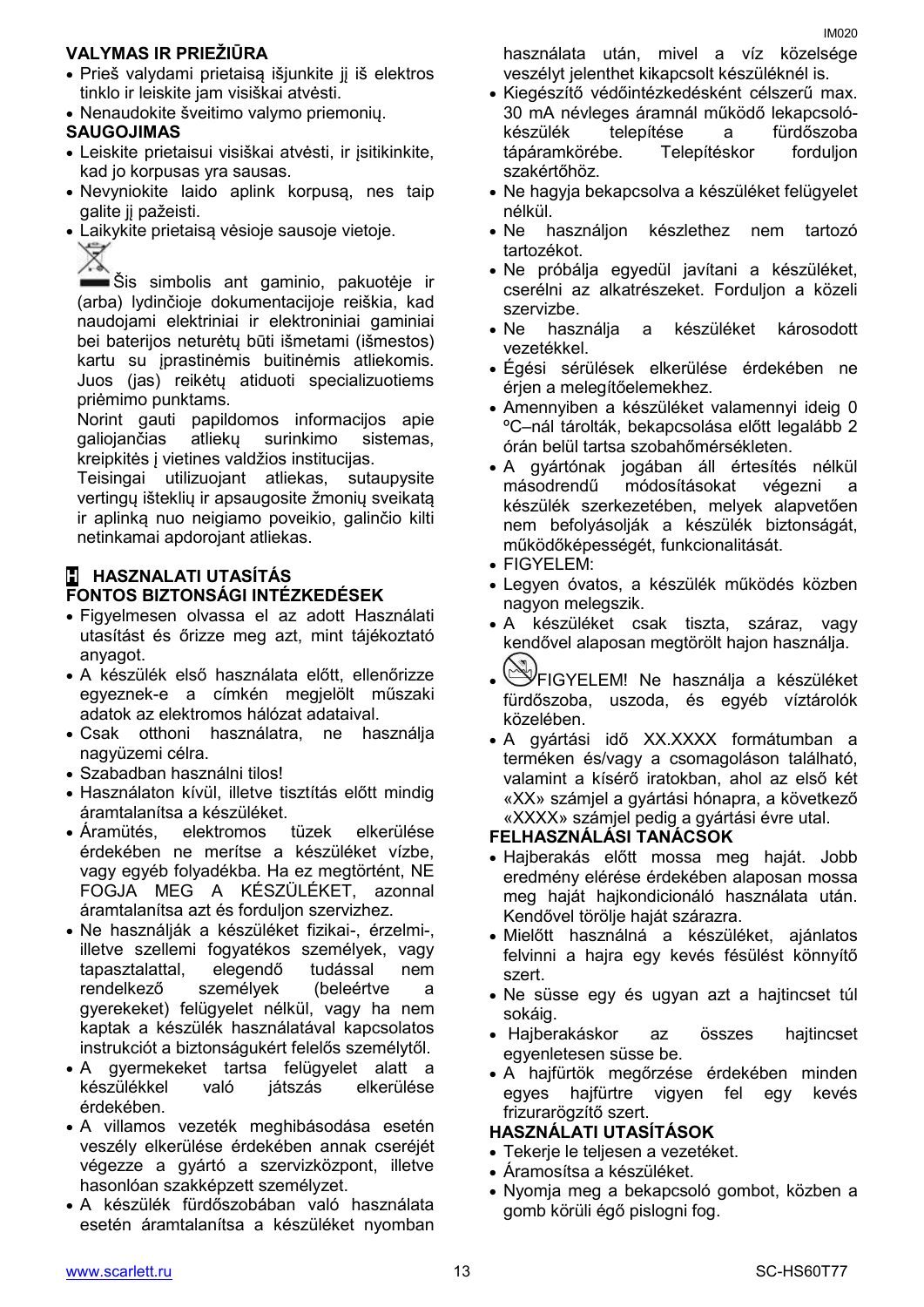### VALYMAS IR PRIEŽIŪRA

- Prieš valydami prietaisą išjunkite jį iš elektros tinklo ir leiskite jam visiškai atvėsti.
- Nenaudokite šveitimo valymo priemonių.

### SAUGOJIMAS

- Leiskite prietaisui visiškai atvėsti, ir įsitikinkite, kad jo korpusas yra sausas.
- Nevyniokite laido aplink korpusą, nes taip galite jį pažeisti.
- Laikykite prietaisą vėsioje sausoje vietoje.

Šis simbolis ant gaminio, pakuotėje ir (arba) lydinčioje dokumentacijoje reiškia, kad naudojami elektriniai ir elektroniniai gaminiai bei baterijos neturėtų būti išmetami (išmestos) kartu su įprastinėmis buitinėmis atliekomis. Juos (jas) reikėtų atiduoti specializuotiems priėmimo punktams.

Norint gauti papildomos informacijos apie galiojančias atliekų surinkimo sistemas, kreipkitės į vietines valdžios institucijas.

Teisingai utilizuojant atliekas, sutaupysite vertingų išteklių ir apsaugosite žmonių sveikatą ir aplinką nuo neigiamo poveikio, galinčio kilti netinkamai apdorojant atliekas.

## H HASZNALATI UTASÍTÁS

### FONTOS BIZTONSÁGI INTÉZKEDÉSEK

- Figyelmesen olvassa el az adott Használati utasítást és őrizze meg azt, mint tájékoztató anyagot.
- A készülék első használata előtt, ellenőrizze egyeznek-e a címkén megjelölt műszaki adatok az elektromos hálózat adataival.
- Csak otthoni használatra, ne használja nagyüzemi célra.
- Szabadban használni tilos!
- Használaton kívül, illetve tisztítás előtt mindig áramtalanítsa a készüléket.
- Áramütés, elektromos tüzek elkerülése érdekében ne merítse a készüléket vízbe, vagy egyéb folyadékba. Ha ez megtörtént, NE FOGJA MEG A KÉSZÜLÉKET, azonnal áramtalanítsa azt és forduljon szervizhez.
- Ne használják a készüléket fizikai-, érzelmi-, illetve szellemi fogyatékos személyek, vagy tapasztalattal, elegendő tudással nem rendelkező személyek (beleértve a gyerekeket) felügyelet nélkül, vagy ha nem kaptak a készülék használatával kapcsolatos instrukciót a biztonságukért felelős személytől.
- A gyermekeket tartsa felügyelet alatt a készülékkel való játszás elkerülése érdekében.
- A villamos vezeték meghibásodása esetén veszély elkerülése érdekében annak cseréjét végezze a gyártó a szervizközpont, illetve hasonlóan szakképzett személyzet.
- A készülék fürdőszobában való használata esetén áramtalanítsa a készüléket nyomban használata után, mivel a víz közelsége veszélyt jelenthet kikapcsolt készüléknél is.
- Kiegészítő védőintézkedésként célszerű max. 30 mA névleges áramnál működő lekapcsoló-készülék telepítése a fürdőszoba tápáramkörébe. Telepítéskor forduljon szakértőhöz.
- Ne hagyja bekapcsolva a készüléket felügyelet nélkül.
- Ne használjon készlethez nem tartozó tartozékot.
- Ne próbálja egyedül javítani a készüléket, cserélni az alkatrészeket. Forduljon a közeli szervizbe.
- Ne használja a készüléket károsodott vezetékkel.
- Égési sérülések elkerülése érdekében ne érjen a melegítőelemekhez.
- Amennyiben a készüléket valamennyi ideig 0 ºC–nál tárolták, bekapcsolása előtt legalább 2 órán belül tartsa szobahőmérsékleten.
- A gyártónak jogában áll értesítés nélkül másodrendű módosításokat végezni a készülék szerkezetében, melyek alapvetően nem befolyásolják a készülék biztonságát, működőképességét, funkcionalitását.
- FIGYELEM:
- Legyen óvatos, a készülék működés közben nagyon melegszik.
- A készüléket csak tiszta, száraz, vagy kendővel alaposan megtörölt hajon használja.
- FIGYELEM! Ne használja a készüléket fürdőszoba, uszoda, és egyéb víztárolók közelében.
- A gyártási idő XX.XXXX formátumban a terméken és/vagy a csomagoláson található, valamint a kísérő iratokban, ahol az első két «XX» számjel a gyártási hónapra, a következő «XXXX» számjel pedig a gyártási évre utal.

### FELHASZNÁLÁSI TANÁCSOK

- Hajberakás előtt mossa meg haját. Jobb eredmény elérése érdekében alaposan mossa meg haját hajkondicionáló használata után. Kendővel törölje haját szárazra.
- Mielőtt használná a készüléket, ajánlatos felvinni a hajra egy kevés fésülést könnyítő szert.
- Ne süsse egy és ugyan azt a hajtincset túl sokáig.
- Hajberakáskor az összes hajtincset egyenletesen süsse be.
- A hajfürtök megőrzése érdekében minden egyes hajfürtre vigyen fel egy kevés frizurarögzítő szert.

### HASZNÁLATI UTASÍTÁSOK

- Tekerje le teljesen a vezetéket.
- Áramosítsa a készüléket.
- Nyomja meg a bekapcsoló gombot, közben a gomb körüli égő pislogni fog.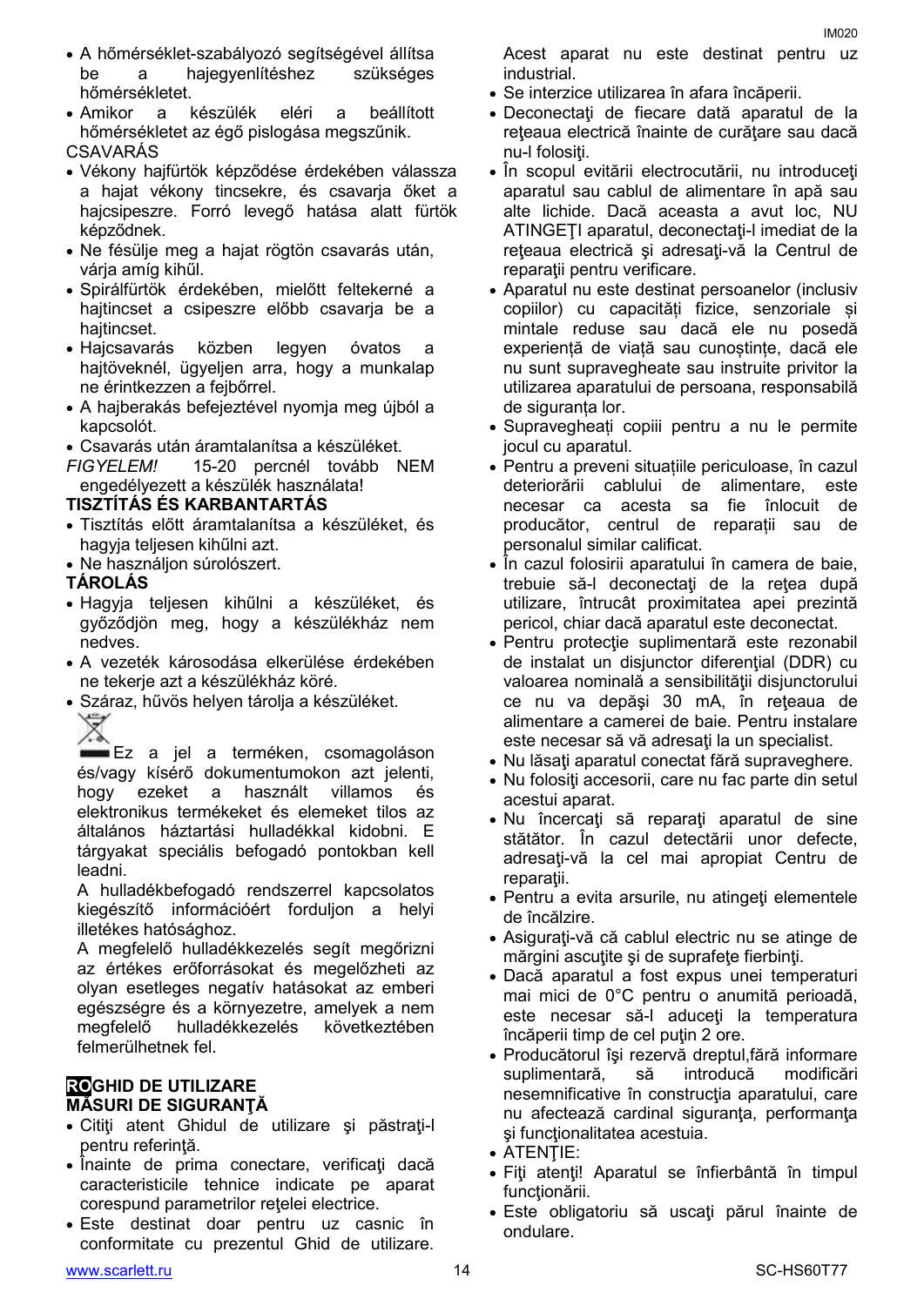- A hőmérséklet-szabályozó segítségével állítsa be a hajegyenlítéshez szükséges hőmérsékletet.
- Amikor a készülék eléri a beállított hőmérsékletet az égő pislogása megszűnik.

CSAVARÁS

- Vékony hajfürtök képződése érdekében válassza a hajat vékony tincsekre, és csavarja őket a hajcsipeszre. Forró levegő hatása alatt fürtök képződnek.
- Ne fésülje meg a hajat rögtön csavarás után, várja amíg kihűl.
- Spirálfürtök érdekében, mielőtt feltekerné a hajtincset a csipeszre előbb csavarja be a hajtincset.
- Hajcsavarás közben legyen óvatos a hajtöveknél, ügyeljen arra, hogy a munkalap ne érintkezzen a fejbőrrel.
- A hajberakás befejeztével nyomja meg újból a kapcsolót.
- Csavarás után áramtalanítsa a készüléket.

*FIGYELEM!* 15-20 percnél tovább NEM engedélyezett a készülék használata!

**TISZTÍTÁS ÉS KARBANTARTÁS**

- Tisztítás előtt áramtalanítsa a készüléket, és hagyja teljesen kihűlni azt.
- Ne használjon súrolószert.

**TÁROLÁS**

- Hagyja teljesen kihűlni a készüléket, és győződjön meg, hogy a készülékház nem nedves.
- A vezeték károsodása elkerülése érdekében ne tekerje azt a készülékház köré.
- Száraz, hűvös helyen tárolja a készüléket.

Ez a jel a terméken, csomagoláson és/vagy kísérő dokumentumokon azt jelenti, hogy ezeket a használt villamos és elektronikus termékeket és elemeket tilos az általános háztartási hulladékkal kidobni. E tárgyakat speciális befogadó pontokban kell leadni.

A hulladékbefogadó rendszerrel kapcsolatos kiegészítő információért forduljon a helyi illetékes hatósághoz.

A megfelelő hulladékkezelés segít megőrizni az értékes erőforrásokat és megelőzheti az olyan esetleges negatív hatásokat az emberi egészségre és a környezetre, amelyek a nem megfelelő hulladékkezelés következtében felmerülhetnek fel.

**RO GHID DE UTILIZARE**

**MĂSURI DE SIGURANŢĂ**

- Citiţi atent Ghidul de utilizare şi păstraţi-l pentru referinţă.
- Înainte de prima conectare, verificaţi dacă caracteristicile tehnice indicate pe aparat corespund parametrilor reţelei electrice.
- Este destinat doar pentru uz casnic în conformitate cu prezentul Ghid de utilizare. Acest aparat nu este destinat pentru uz industrial.
- Se interzice utilizarea în afara încăperii.
- Deconectaţi de fiecare dată aparatul de la reţeaua electrică înainte de curăţare sau dacă nu-l folosiţi.
- În scopul evitării electrocutării, nu introduceţi aparatul sau cablul de alimentare în apă sau alte lichide. Dacă aceasta a avut loc, NU ATINGEŢI aparatul, deconectaţi-l imediat de la reţeaua electrică şi adresaţi-vă la Centrul de reparaţii pentru verificare.
- Aparatul nu este destinat persoanelor (inclusiv copiilor) cu capacități fizice, senzoriale și mintale reduse sau dacă ele nu posedă experiență de viață sau cunoștințe, dacă ele nu sunt supravegheate sau instruite privitor la utilizarea aparatului de persoana, responsabilă de siguranța lor.
- Supravegheați copiii pentru a nu le permite jocul cu aparatul.
- Pentru a preveni situațiile periculoase, în cazul deteriorării cablului de alimentare, este necesar ca acesta sa fie înlocuit de producător, centrul de reparații sau de personalul similar calificat.
- În cazul folosirii aparatului în camera de baie, trebuie să-l deconectaţi de la reţea după utilizare, întrucât proximitatea apei prezintă pericol, chiar dacă aparatul este deconectat.
- Pentru protecţie suplimentară este rezonabil de instalat un disjunctor diferenţial (DDR) cu valoarea nominală a sensibilităţii disjunctorului ce nu va depăşi 30 mA, în reţeaua de alimentare a camerei de baie. Pentru instalare este necesar să vă adresaţi la un specialist.
- Nu lăsaţi aparatul conectat fără supraveghere.
- Nu folosiţi accesorii, care nu fac parte din setul acestui aparat.
- Nu încercaţi să reparaţi aparatul de sine stătător. În cazul detectării unor defecte, adresaţi-vă la cel mai apropiat Centru de reparaţii.
- Pentru a evita arsurile, nu atingeţi elementele de încălzire.
- Asiguraţi-vă că cablul electric nu se atinge de mărgini ascuţite şi de suprafeţe fierbinţi.
- Dacă aparatul a fost expus unei temperaturi mai mici de 0°C pentru o anumită perioadă, este necesar să-l aduceţi la temperatura încăperii timp de cel puţin 2 ore.
- Producătorul îşi rezervă dreptul,fără informare suplimentară, să introducă modificări nesemnificative în construcţia aparatului, care nu afectează cardinal siguranţa, performanţa şi funcţionalitatea acestuia.
- ATENŢIE:
- Fiţi atenţi! Aparatul se înfierbântă în timpul funcţionării.
- Este obligatoriu să uscaţi părul înainte de ondulare.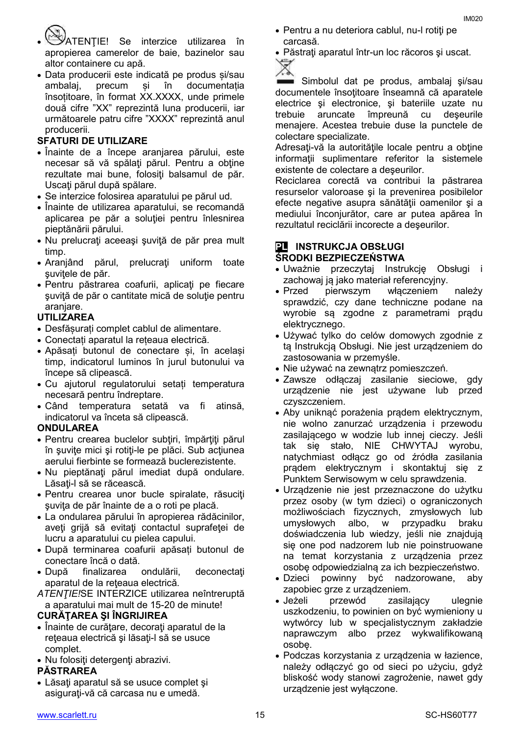- ATENŢIE! Se interzice utilizarea în apropierea camerelor de baie, bazinelor sau altor containere cu apă.
- Data producerii este indicată pe produs și/sau ambalaj, precum și în documentația însoțitoare, în format XX.XXXX, unde primele două cifre "XX" reprezintă luna producerii, iar următoarele patru cifre "XXXX" reprezintă anul producerii.

**SFATURI DE UTILIZARE**

- Înainte de a începe aranjarea părului, este necesar să vă spălaţi părul. Pentru a obţine rezultate mai bune, folosiţi balsamul de păr. Uscaţi părul după spălare.
- Se interzice folosirea aparatului pe părul ud.
- Înainte de utilizarea aparatului, se recomandă aplicarea pe păr a soluţiei pentru înlesnirea pieptănării părului.
- Nu prelucraţi aceeaşi şuviţă de păr prea mult timp.
- Aranjând părul, prelucraţi uniform toate şuviţele de păr.
- Pentru păstrarea coafurii, aplicaţi pe fiecare şuviţă de păr o cantitate mică de soluţie pentru aranjare.

**UTILIZAREA**

- Desfăşuraţi complet cablul de alimentare.
- Conectați aparatul la rețeaua electrică.
- Apăsați butonul de conectare și, în același timp, indicatorul luminos în jurul butonului va începe să clipească.
- Cu ajutorul regulatorului setați temperatura necesară pentru îndreptare.
- Când temperatura setată va fi atinsă, indicatorul va înceta să clipească.

**ONDULAREA**

- Pentru crearea buclelor subţiri, împărţiţi părul în şuviţe mici şi rotiţi-le pe plăci. Sub acţiunea aerului fierbinte se formează buclerezistente.
- Nu pieptănaţi părul imediat după ondulare. Lăsaţi-l să se răcească.
- Pentru crearea unor bucle spiralate, răsuciţi şuviţa de păr înainte de a o roti pe placă.
- La ondularea părului în apropierea rădăcinilor, aveţi grijă să evitaţi contactul suprafeţei de lucru a aparatului cu pielea capului.
- După terminarea coafurii apăsați butonul de conectare încă o dată.
- După finalizarea ondulării, deconectaţi aparatul de la reţeaua electrică.

*ATENŢIE!*SE INTERZICE utilizarea neîntreruptă a aparatului mai mult de 15-20 de minute!

**CURĂŢAREA ŞI ÎNGRIJIREA**

- Înainte de curăţare, decoraţi aparatul de la reţeaua electrică şi lăsaţi-l să se usuce complet.
- Nu folosiţi detergenţi abrazivi.

**PĂSTRAREA**

- Lăsaţi aparatul să se usuce complet şi asiguraţi-vă că carcasa nu e umedă.
- Pentru a nu deteriora cablul, nu-l rotiţi pe carcasă.
- Păstraţi aparatul într-un loc răcoros şi uscat.

Simbolul dat pe produs, ambalaj şi/sau documentele însoţitoare înseamnă că aparatele electrice şi electronice, şi bateriile uzate nu trebuie aruncate împreună cu deşeurile menajere. Acestea trebuie duse la punctele de colectare specializate.

Adresaţi-vă la autorităţile locale pentru a obţine informaţii suplimentare referitor la sistemele existente de colectare a deşeurilor.

Reciclarea corectă va contribui la păstrarea resurselor valoroase şi la prevenirea posibilelor efecte negative asupra sănătăţii oamenilor şi a mediului înconjurător, care ar putea apărea în rezultatul reciclării incorecte a deşeurilor.

## PL INSTRUKCJA OBSŁUGI

**ŚRODKI BEZPIECZEŃSTWA**

- Uważnie przeczytaj Instrukcję Obsługi i zachowaj ją jako materiał referencyjny.
- Przed pierwszym włączeniem należy sprawdzić, czy dane techniczne podane na wyrobie są zgodne z parametrami prądu elektrycznego.
- Używać tylko do celów domowych zgodnie z tą Instrukcją Obsługi. Nie jest urządzeniem do zastosowania w przemyśle.
- Nie używać na zewnątrz pomieszczeń.
- Zawsze odłączaj zasilanie sieciowe, gdy urządzenie nie jest używane lub przed czyszczeniem.
- Aby uniknąć porażenia prądem elektrycznym, nie wolno zanurzać urządzenia i przewodu zasilającego w wodzie lub innej cieczy. Jeśli tak się stało, NIE CHWYTAJ wyrobu, natychmiast odłącz go od źródła zasilania prądem elektrycznym i skontaktuj się z Punktem Serwisowym w celu sprawdzenia.
- Urządzenie nie jest przeznaczone do użytku przez osoby (w tym dzieci) o ograniczonych możliwościach fizycznych, zmysłowych lub umysłowych albo, w przypadku braku doświadczenia lub wiedzy, jeśli nie znajdują się one pod nadzorem lub nie poinstruowane na temat korzystania z urządzenia przez osobę odpowiedzialną za ich bezpieczeństwo.
- Dzieci powinny być nadzorowane, aby zapobiec grze z urządzeniem.
- Jeżeli przewód zasilający ulegnie uszkodzeniu, to powinien on być wymieniony u wytwórcy lub w specjalistycznym zakładzie naprawczym albo przez wykwalifikowaną osobę.
- Podczas korzystania z urządzenia w łazience, należy odłączyć go od sieci po użyciu, gdyż bliskość wody stanowi zagrożenie, nawet gdy urządzenie jest wyłączone.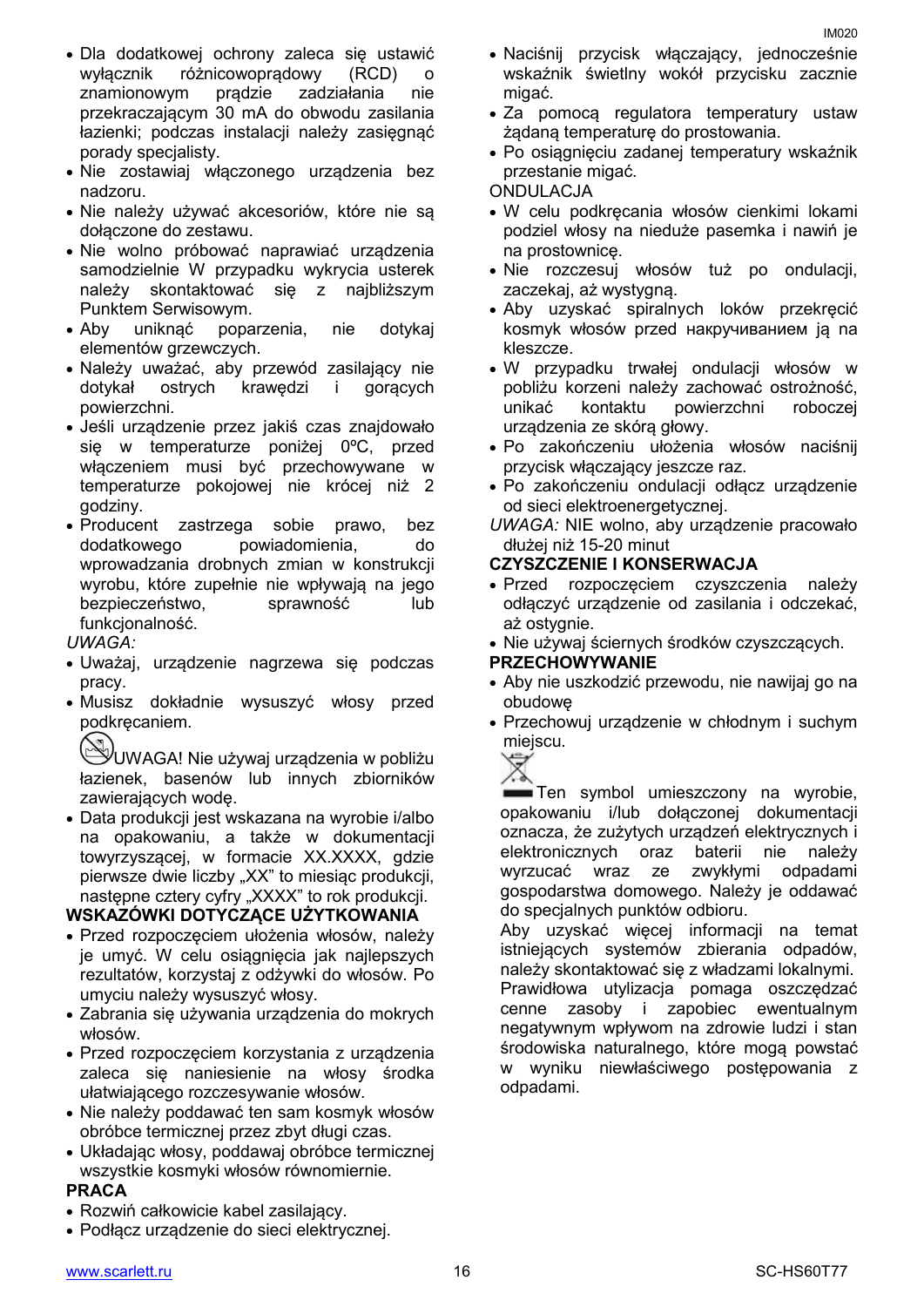- Dla dodatkowej ochrony zaleca się ustawić wyłącznik różnicowoprądowy (RCD) o znamionowym prądzie zadziałania nie przekraczającym 30 mA do obwodu zasilania łazienki; podczas instalacji należy zasięgnąć porady specjalisty.
- Nie zostawiaj włączonego urządzenia bez nadzoru.
- Nie należy używać akcesoriów, które nie są dołączone do zestawu.
- Nie wolno próbować naprawiać urządzenia samodzielnie W przypadku wykrycia usterek należy skontaktować się z najbliższym Punktem Serwisowym.
- Aby uniknąć poparzenia, nie dotykaj elementów grzewczych.
- Należy uważać, aby przewód zasilający nie dotykał ostrych krawędzi i gorących powierzchni.
- Jeśli urządzenie przez jakiś czas znajdowało się w temperaturze poniżej 0ºC, przed włączeniem musi być przechowywane w temperaturze pokojowej nie krócej niż 2 godziny.
- Producent zastrzega sobie prawo, bez dodatkowego powiadomienia, do wprowadzania drobnych zmian w konstrukcji wyrobu, które zupełnie nie wpływają na jego bezpieczeństwo, sprawność lub funkcjonalność.

*UWAGA:*

- Uważaj, urządzenie nagrzewa się podczas pracy.
- Musisz dokładnie wysuszyć włosy przed podkręcaniem.

UWAGA! Nie używaj urządzenia w pobliżu łazienek, basenów lub innych zbiorników zawierających wodę.

- Data produkcji jest wskazana na wyrobie i/albo na opakowaniu, a także w dokumentacji towyrzyszącej, w formacie XX.XXXX, gdzie pierwsze dwie liczby „XX" to miesiąc produkcji, następne cztery cyfry „XXXX" to rok produkcji.

**WSKAZÓWKI DOTYCZĄCE UŻYTKOWANIA**

- Przed rozpoczęciem ułożenia włosów, należy je umyć. W celu osiągnięcia jak najlepszych rezultatów, korzystaj z odżywki do włosów. Po umyciu należy wysuszyć włosy.
- Zabrania się używania urządzenia do mokrych włosów.
- Przed rozpoczęciem korzystania z urządzenia zaleca się naniesienie na włosy środka ułatwiającego rozczesywanie włosów.
- Nie należy poddawać ten sam kosmyk włosów obróbce termicznej przez zbyt długi czas.
- Układając włosy, poddawaj obróbce termicznej wszystkie kosmyki włosów równomiernie.

**PRACA**

- Rozwiń całkowicie kabel zasilający.
- Podłącz urządzenie do sieci elektrycznej.
- Naciśnij przycisk włączający, jednocześnie wskaźnik świetlny wokół przycisku zacznie migać.
- Za pomocą regulatora temperatury ustaw żądaną temperaturę do prostowania.
- Po osiągnięciu zadanej temperatury wskaźnik przestanie migać.

ONDULACJA

- W celu podkręcania włosów cienkimi lokami podziel włosy na nieduże pasemka i nawiń je na prostownicę.
- Nie rozczesuj włosów tuż po ondulacji, zaczekaj, aż wystygną.
- Aby uzyskać spiralnych loków przekręcić kosmyk włosów przed накручиванием ją na kleszcze.
- W przypadku trwałej ondulacji włosów w pobliżu korzeni należy zachować ostrożność, unikać kontaktu powierzchni roboczej urządzenia ze skórą głowy.
- Po zakończeniu ułożenia włosów naciśnij przycisk włączający jeszcze raz.
- Po zakończeniu ondulacji odłącz urządzenie od sieci elektroenergetycznej.

*UWAGA:* NIE wolno, aby urządzenie pracowało dłużej niż 15-20 minut

**CZYSZCZENIE I KONSERWACJA**

- Przed rozpoczęciem czyszczenia należy odłączyć urządzenie od zasilania i odczekać, aż ostygnie.
- Nie używaj ściernych środków czyszczących.

**PRZECHOWYWANIE**

- Aby nie uszkodzić przewodu, nie nawijaj go na obudowę
- Przechowuj urządzenie w chłodnym i suchym miejscu.

Ten symbol umieszczony na wyrobie, opakowaniu i/lub dołączonej dokumentacji oznacza, że zużytych urządzeń elektrycznych i elektronicznych oraz baterii nie należy wyrzucać wraz ze zwykłymi odpadami gospodarstwa domowego. Należy je oddawać do specjalnych punktów odbioru.

Aby uzyskać więcej informacji na temat istniejących systemów zbierania odpadów, należy skontaktować się z władzami lokalnymi.

Prawidłowa utylizacja pomaga oszczędzać cenne zasoby i zapobiec ewentualnym negatywnym wpływom na zdrowie ludzi i stan środowiska naturalnego, które mogą powstać w wyniku niewłaściwego postępowania z odpadami.